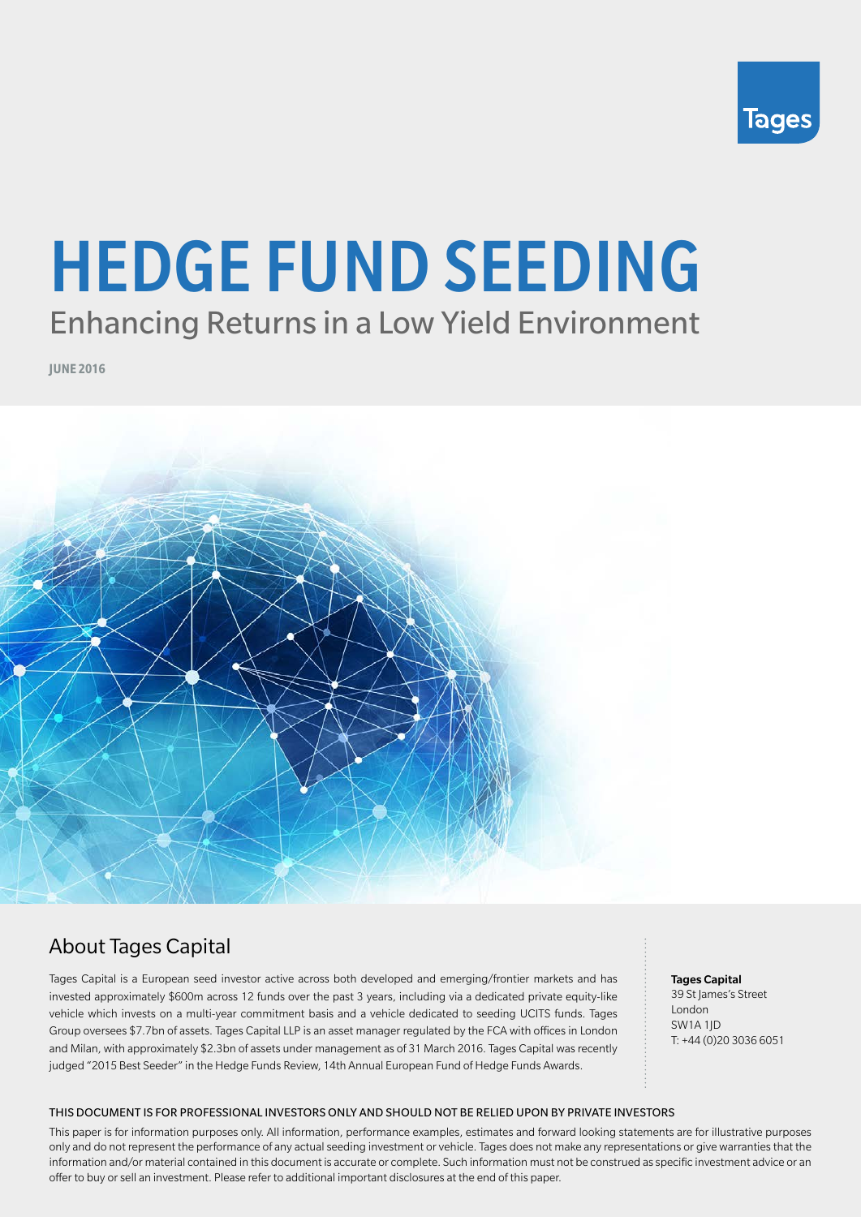Tages

# HEDGE FUND SEEDING

## Enhancing Returns in a Low Yield Environment

**JUNE 2016**

## About Tages Capital

Tages Capital is a European seed investor active across both developed and emerging/frontier markets and has invested approximately $600m across 12 funds over the past 3 years, including via a dedicated private equity-like vehicle which invests on a multi-year commitment basis and a vehicle dedicated to seeding UCITS funds. Tages Group oversees $7.7bn of assets. Tages Capital LLP is an asset manager regulated by the FCA with offices in London and Milan, with approximately $2.3bn of assets under management as of 31 March 2016. Tages Capital was recently judged "2015 Best Seeder" in the Hedge Funds Review, 14th Annual European Fund of Hedge Funds Awards.

**Tages Capital**
39 St James's Street
London
SW1A 1JD
T: +44 (0)20 3036 6051

THIS DOCUMENT IS FOR PROFESSIONAL INVESTORS ONLY AND SHOULD NOT BE RELIED UPON BY PRIVATE INVESTORS

This paper is for information purposes only. All information, performance examples, estimates and forward looking statements are for illustrative purposes only and do not represent the performance of any actual seeding investment or vehicle. Tages does not make any representations or give warranties that the information and/or material contained in this document is accurate or complete. Such information must not be construed as specific investment advice or an offer to buy or sell an investment. Please refer to additional important disclosures at the end of this paper.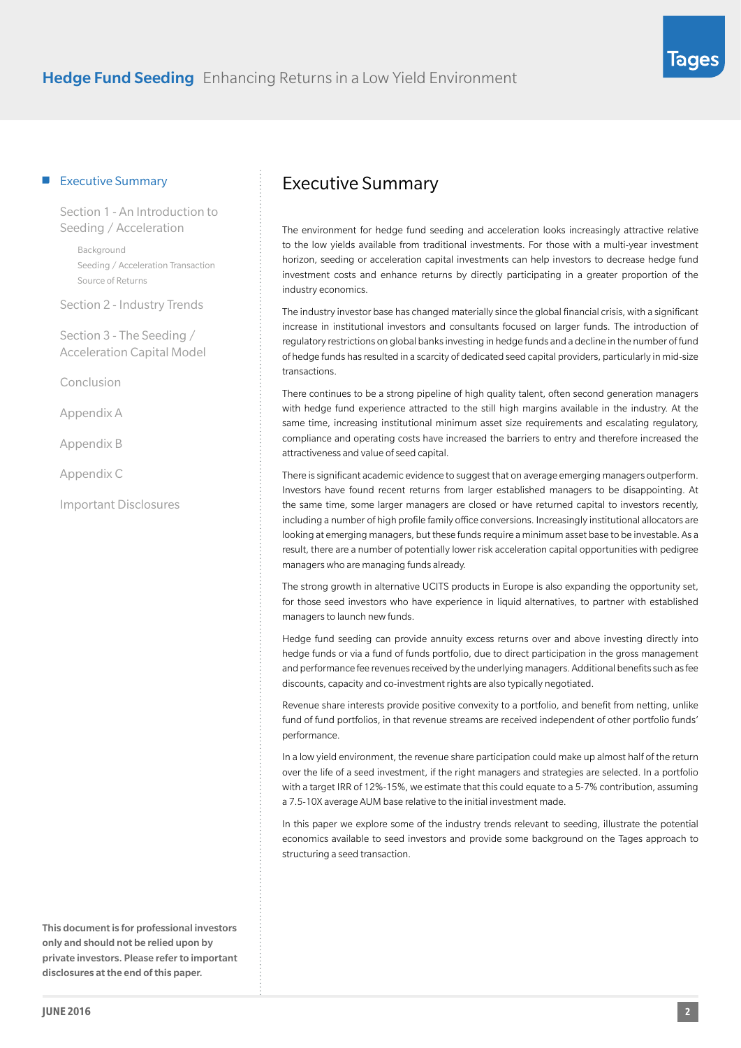# Executive Summary

The environment for hedge fund seeding and acceleration looks increasingly attractive relative to the low yields available from traditional investments. For those with a multi-year investment horizon, seeding or acceleration capital investments can help investors to decrease hedge fund investment costs and enhance returns by directly participating in a greater proportion of the industry economics.

The industry investor base has changed materially since the global financial crisis, with a significant increase in institutional investors and consultants focused on larger funds. The introduction of regulatory restrictions on global banks investing in hedge funds and a decline in the number of fund of hedge funds has resulted in a scarcity of dedicated seed capital providers, particularly in mid-size transactions.

There continues to be a strong pipeline of high quality talent, often second generation managers with hedge fund experience attracted to the still high margins available in the industry. At the same time, increasing institutional minimum asset size requirements and escalating regulatory, compliance and operating costs have increased the barriers to entry and therefore increased the attractiveness and value of seed capital.

There is significant academic evidence to suggest that on average emerging managers outperform. Investors have found recent returns from larger established managers to be disappointing. At the same time, some larger managers are closed or have returned capital to investors recently, including a number of high profile family office conversions. Increasingly institutional allocators are looking at emerging managers, but these funds require a minimum asset base to be investable. As a result, there are a number of potentially lower risk acceleration capital opportunities with pedigree managers who are managing funds already.

The strong growth in alternative UCITS products in Europe is also expanding the opportunity set, for those seed investors who have experience in liquid alternatives, to partner with established managers to launch new funds.

Hedge fund seeding can provide annuity excess returns over and above investing directly into hedge funds or via a fund of funds portfolio, due to direct participation in the gross management and performance fee revenues received by the underlying managers. Additional benefits such as fee discounts, capacity and co-investment rights are also typically negotiated.

Revenue share interests provide positive convexity to a portfolio, and benefit from netting, unlike fund of fund portfolios, in that revenue streams are received independent of other portfolio funds' performance.

In a low yield environment, the revenue share participation could make up almost half of the return over the life of a seed investment, if the right managers and strategies are selected. In a portfolio with a target IRR of 12%-15%, we estimate that this could equate to a 5-7% contribution, assuming a 7.5-10X average AUM base relative to the initial investment made.

In this paper we explore some of the industry trends relevant to seeding, illustrate the potential economics available to seed investors and provide some background on the Tages approach to structuring a seed transaction.

**This document is for professional investors only and should not be relied upon by private investors. Please refer to important disclosures at the end of this paper.**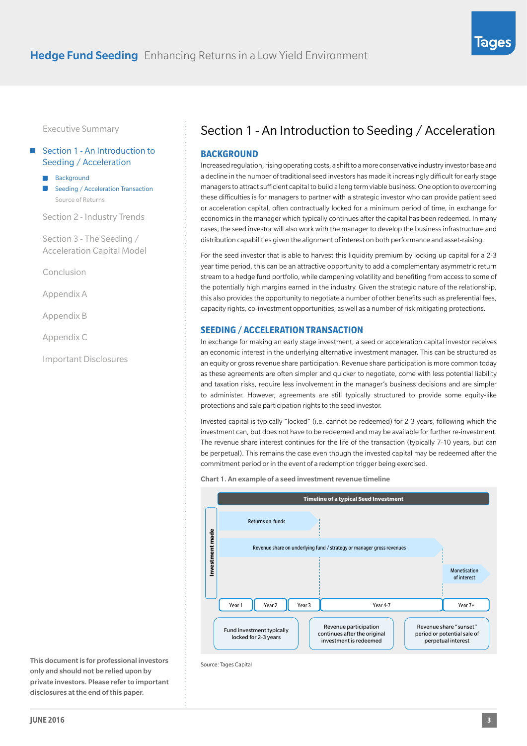# Section 1 - An Introduction to Seeding / Acceleration

## BACKGROUND

Increased regulation, rising operating costs, a shift to a more conservative industry investor base and a decline in the number of traditional seed investors has made it increasingly difficult for early stage managers to attract sufficient capital to build a long term viable business. One option to overcoming these difficulties is for managers to partner with a strategic investor who can provide patient seed or acceleration capital, often contractually locked for a minimum period of time, in exchange for economics in the manager which typically continues after the capital has been redeemed. In many cases, the seed investor will also work with the manager to develop the business infrastructure and distribution capabilities given the alignment of interest on both performance and asset-raising.

For the seed investor that is able to harvest this liquidity premium by locking up capital for a 2-3 year time period, this can be an attractive opportunity to add a complementary asymmetric return stream to a hedge fund portfolio, while dampening volatility and benefiting from access to some of the potentially high margins earned in the industry. Given the strategic nature of the relationship, this also provides the opportunity to negotiate a number of other benefits such as preferential fees, capacity rights, co-investment opportunities, as well as a number of risk mitigating protections.

## SEEDING / ACCELERATION TRANSACTION

In exchange for making an early stage investment, a seed or acceleration capital investor receives an economic interest in the underlying alternative investment manager. This can be structured as an equity or gross revenue share participation. Revenue share participation is more common today as these agreements are often simpler and quicker to negotiate, come with less potential liability and taxation risks, require less involvement in the manager's business decisions and are simpler to administer. However, agreements are still typically structured to provide some equity-like protections and sale participation rights to the seed investor.

Invested capital is typically "locked" (i.e. cannot be redeemed) for 2-3 years, following which the investment can, but does not have to be redeemed and may be available for further re-investment. The revenue share interest continues for the life of the transaction (typically 7-10 years, but can be perpetual). This remains the case even though the invested capital may be redeemed after the commitment period or in the event of a redemption trigger being exercised.

**Chart 1. An example of a seed investment revenue timeline**

Timeline of a typical Seed Investment

Investment made

Returns on funds

Revenue share on underlying fund / strategy or manager gross revenues

Monetisation of interest

Year 1 | Year 2 | Year 3 | Year 4-7 | Year 7+

Fund investment typically locked for 2-3 years

Revenue participation continues after the original investment is redeemed

Revenue share "sunset" period or potential sale of perpetual interest

Source: Tages Capital

**This document is for professional investors only and should not be relied upon by private investors. Please refer to important disclosures at the end of this paper.**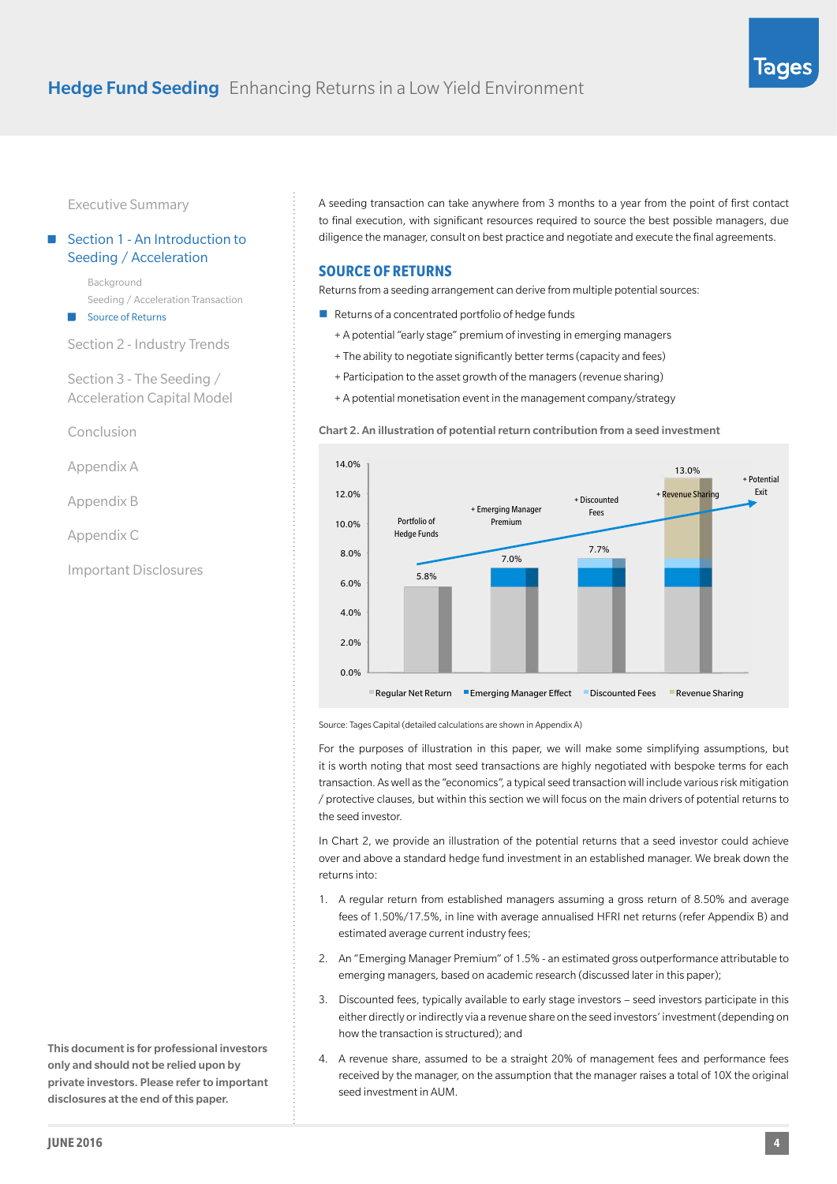Executive Summary

Section 1 - An Introduction to Seeding / Acceleration

Background

Seeding / Acceleration Transaction

Source of Returns

Section 2 - Industry Trends

Section 3 - The Seeding / Acceleration Capital Model

Conclusion

Appendix A

Appendix B

Appendix C

Important Disclosures

**This document is for professional investors only and should not be relied upon by private investors. Please refer to important disclosures at the end of this paper.**

A seeding transaction can take anywhere from 3 months to a year from the point of first contact to final execution, with significant resources required to source the best possible managers, due diligence the manager, consult on best practice and negotiate and execute the final agreements.

## SOURCE OF RETURNS

Returns from a seeding arrangement can derive from multiple potential sources:

- Returns of a concentrated portfolio of hedge funds
  - \+ A potential "early stage" premium of investing in emerging managers
  - \+ The ability to negotiate significantly better terms (capacity and fees)
  - \+ Participation to the asset growth of the managers (revenue sharing)
  - \+ A potential monetisation event in the management company/strategy

**Chart 2. An illustration of potential return contribution from a seed investment**

14.0%
12.0%
10.0%
8.0%
6.0%
4.0%
2.0%
0.0%

Portfolio of Hedge Funds
5.8%
\+ Emerging Manager Premium
7.0%
\+ Discounted Fees
7.7%
\+ Revenue Sharing
13.0%
\+ Potential Exit

Regular Net Return
Emerging Manager Effect
Discounted Fees
Revenue Sharing

Source: Tages Capital (detailed calculations are shown in Appendix A)

For the purposes of illustration in this paper, we will make some simplifying assumptions, but it is worth noting that most seed transactions are highly negotiated with bespoke terms for each transaction. As well as the "economics", a typical seed transaction will include various risk mitigation / protective clauses, but within this section we will focus on the main drivers of potential returns to the seed investor.

In Chart 2, we provide an illustration of the potential returns that a seed investor could achieve over and above a standard hedge fund investment in an established manager. We break down the returns into:

1. A regular return from established managers assuming a gross return of 8.50% and average fees of 1.50%/17.5%, in line with average annualised HFRI net returns (refer Appendix B) and estimated average current industry fees;
2. An "Emerging Manager Premium" of 1.5% - an estimated gross outperformance attributable to emerging managers, based on academic research (discussed later in this paper);
3. Discounted fees, typically available to early stage investors – seed investors participate in this either directly or indirectly via a revenue share on the seed investors' investment (depending on how the transaction is structured); and
4. A revenue share, assumed to be a straight 20% of management fees and performance fees received by the manager, on the assumption that the manager raises a total of 10X the original seed investment in AUM.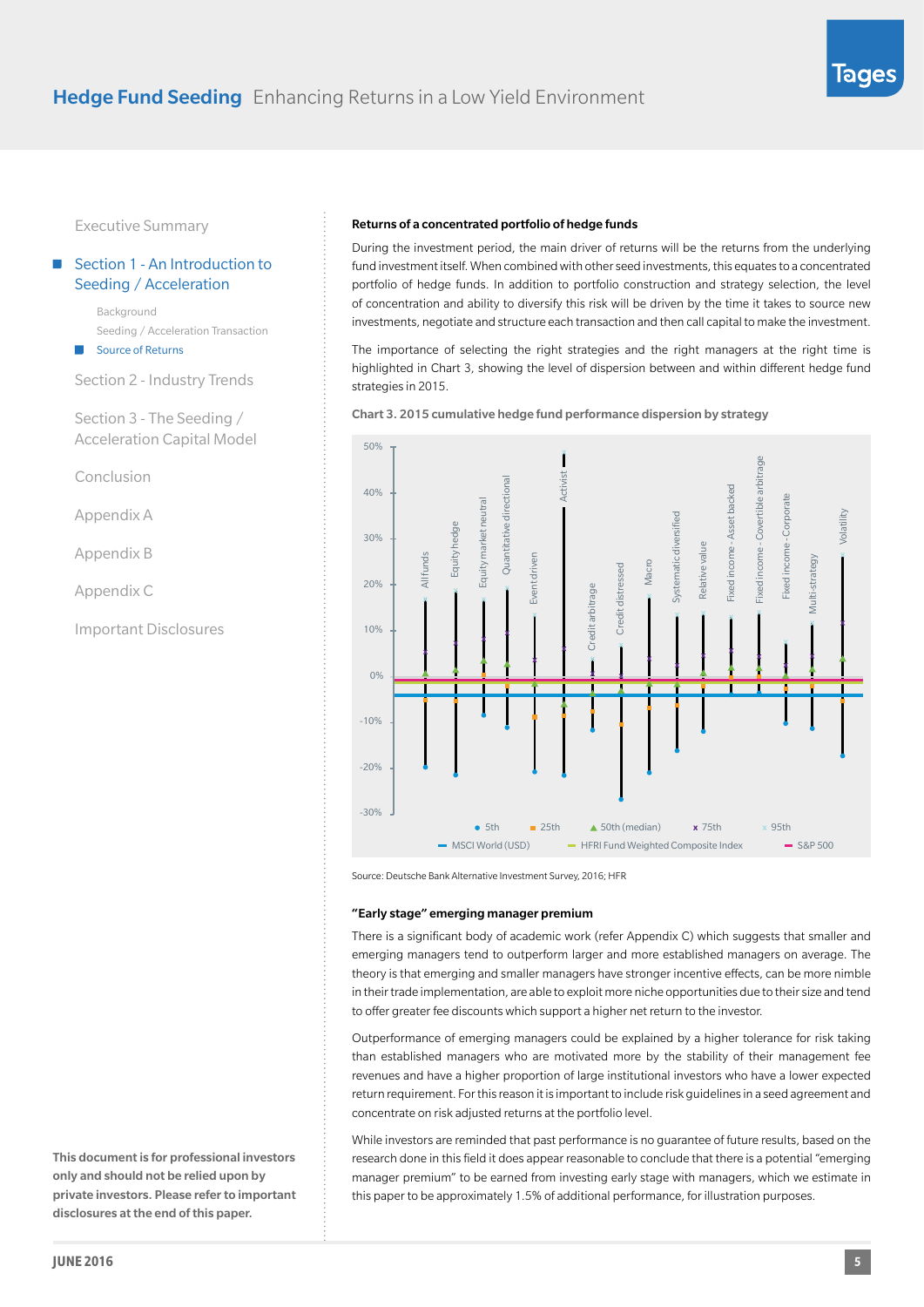### Returns of a concentrated portfolio of hedge funds

During the investment period, the main driver of returns will be the returns from the underlying fund investment itself. When combined with other seed investments, this equates to a concentrated portfolio of hedge funds. In addition to portfolio construction and strategy selection, the level of concentration and ability to diversify this risk will be driven by the time it takes to source new investments, negotiate and structure each transaction and then call capital to make the investment.

The importance of selecting the right strategies and the right managers at the right time is highlighted in Chart 3, showing the level of dispersion between and within different hedge fund strategies in 2015.

**Chart 3. 2015 cumulative hedge fund performance dispersion by strategy**

50%
40%
30%
20%
10%
0%
-10%
-20%
-30%

All funds
Equity hedge
Equity market neutral
Quantitative directional
Event driven
Activist
Credit arbitrage
Credit distressed
Macro
Systematic diversified
Relative value
Fixed income - Asset backed
Fixed income - Covertible arbitrage
Fixed income - Corporate
Multi-strategy
Volatility

5th
25th
50th (median)
75th
95th
MSCI World (USD)
HFRI Fund Weighted Composite Index
S&P 500

Source: Deutsche Bank Alternative Investment Survey, 2016; HFR

### "Early stage" emerging manager premium

There is a significant body of academic work (refer Appendix C) which suggests that smaller and emerging managers tend to outperform larger and more established managers on average. The theory is that emerging and smaller managers have stronger incentive effects, can be more nimble in their trade implementation, are able to exploit more niche opportunities due to their size and tend to offer greater fee discounts which support a higher net return to the investor.

Outperformance of emerging managers could be explained by a higher tolerance for risk taking than established managers who are motivated more by the stability of their management fee revenues and have a higher proportion of large institutional investors who have a lower expected return requirement. For this reason it is important to include risk guidelines in a seed agreement and concentrate on risk adjusted returns at the portfolio level.

While investors are reminded that past performance is no guarantee of future results, based on the research done in this field it does appear reasonable to conclude that there is a potential "emerging manager premium" to be earned from investing early stage with managers, which we estimate in this paper to be approximately 1.5% of additional performance, for illustration purposes.

**This document is for professional investors only and should not be relied upon by private investors. Please refer to important disclosures at the end of this paper.**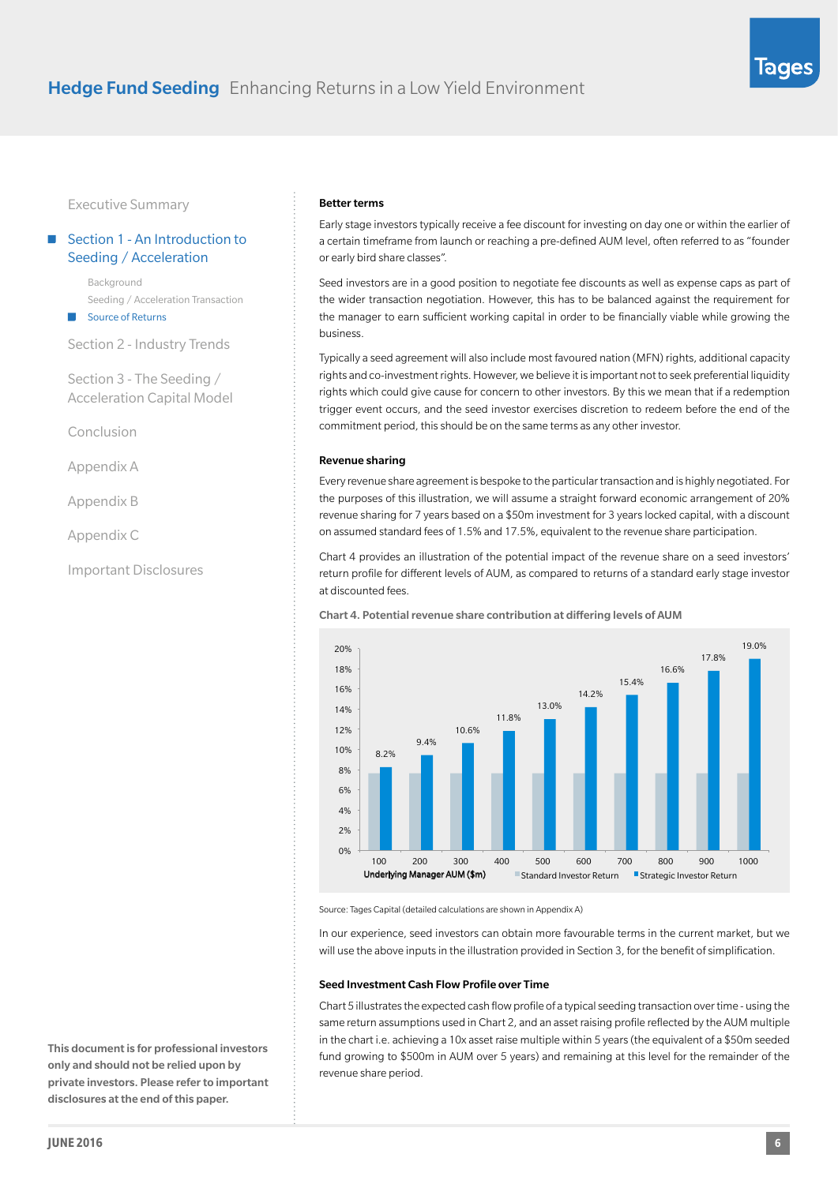### Better terms

Early stage investors typically receive a fee discount for investing on day one or within the earlier of a certain timeframe from launch or reaching a pre-defined AUM level, often referred to as "founder or early bird share classes".

Seed investors are in a good position to negotiate fee discounts as well as expense caps as part of the wider transaction negotiation. However, this has to be balanced against the requirement for the manager to earn sufficient working capital in order to be financially viable while growing the business.

Typically a seed agreement will also include most favoured nation (MFN) rights, additional capacity rights and co-investment rights. However, we believe it is important not to seek preferential liquidity rights which could give cause for concern to other investors. By this we mean that if a redemption trigger event occurs, and the seed investor exercises discretion to redeem before the end of the commitment period, this should be on the same terms as any other investor.

### Revenue sharing

Every revenue share agreement is bespoke to the particular transaction and is highly negotiated. For the purposes of this illustration, we will assume a straight forward economic arrangement of 20% revenue sharing for 7 years based on a $50m investment for 3 years locked capital, with a discount on assumed standard fees of 1.5% and 17.5%, equivalent to the revenue share participation.

Chart 4 provides an illustration of the potential impact of the revenue share on a seed investors' return profile for different levels of AUM, as compared to returns of a standard early stage investor at discounted fees.

**Chart 4. Potential revenue share contribution at differing levels of AUM**

20%
18%
16%
14%
12%
10%
8%
6%
4%
2%
0%

8.2% 9.4% 10.6% 11.8% 13.0% 14.2% 15.4% 16.6% 17.8% 19.0%

100 200 300 400 500 600 700 800 900 1000

Underlying Manager AUM ($m)

Standard Investor Return

Strategic Investor Return

Source: Tages Capital (detailed calculations are shown in Appendix A)

In our experience, seed investors can obtain more favourable terms in the current market, but we will use the above inputs in the illustration provided in Section 3, for the benefit of simplification.

### Seed Investment Cash Flow Profile over Time

Chart 5 illustrates the expected cash flow profile of a typical seeding transaction over time - using the same return assumptions used in Chart 2, and an asset raising profile reflected by the AUM multiple in the chart i.e. achieving a 10x asset raise multiple within 5 years (the equivalent of a $50m seeded fund growing to $500m in AUM over 5 years) and remaining at this level for the remainder of the revenue share period.

**This document is for professional investors only and should not be relied upon by private investors. Please refer to important disclosures at the end of this paper.**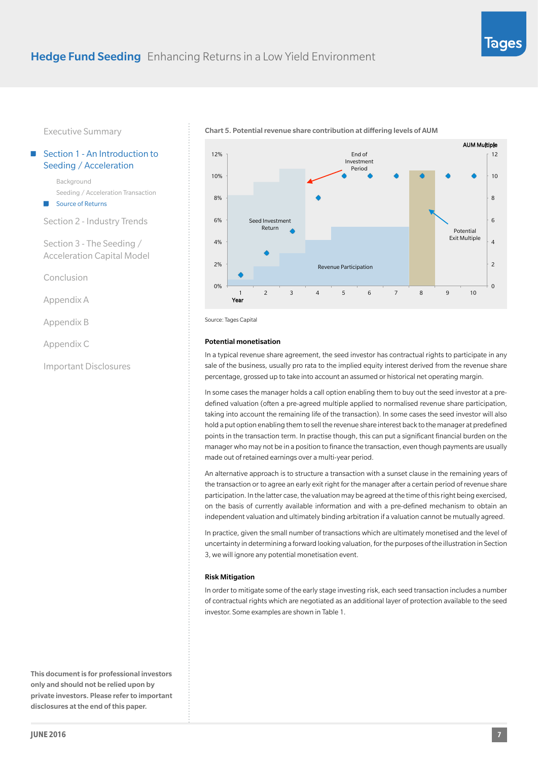Executive Summary

Section 1 - An Introduction to Seeding / Acceleration

- Background
- Seeding / Acceleration Transaction
- Source of Returns

Section 2 - Industry Trends

Section 3 - The Seeding / Acceleration Capital Model

Conclusion

Appendix A

Appendix B

Appendix C

Important Disclosures

**Chart 5. Potential revenue share contribution at differing levels of AUM**

AUM Multiple

12%
10%
8%
6%
4%
2%
0%

12
10
8
6
4
2
0

End of Investment Period

Seed Investment Return

Revenue Participation

Potential Exit Multiple

1 2 3 4 5 6 7 8 9 10

Year

Source: Tages Capital

### Potential monetisation

In a typical revenue share agreement, the seed investor has contractual rights to participate in any sale of the business, usually pro rata to the implied equity interest derived from the revenue share percentage, grossed up to take into account an assumed or historical net operating margin.

In some cases the manager holds a call option enabling them to buy out the seed investor at a pre-defined valuation (often a pre-agreed multiple applied to normalised revenue share participation, taking into account the remaining life of the transaction). In some cases the seed investor will also hold a put option enabling them to sell the revenue share interest back to the manager at predefined points in the transaction term. In practise though, this can put a significant financial burden on the manager who may not be in a position to finance the transaction, even though payments are usually made out of retained earnings over a multi-year period.

An alternative approach is to structure a transaction with a sunset clause in the remaining years of the transaction or to agree an early exit right for the manager after a certain period of revenue share participation. In the latter case, the valuation may be agreed at the time of this right being exercised, on the basis of currently available information and with a pre-defined mechanism to obtain an independent valuation and ultimately binding arbitration if a valuation cannot be mutually agreed.

In practice, given the small number of transactions which are ultimately monetised and the level of uncertainty in determining a forward looking valuation, for the purposes of the illustration in Section 3, we will ignore any potential monetisation event.

### Risk Mitigation

In order to mitigate some of the early stage investing risk, each seed transaction includes a number of contractual rights which are negotiated as an additional layer of protection available to the seed investor. Some examples are shown in Table 1.

**This document is for professional investors only and should not be relied upon by private investors. Please refer to important disclosures at the end of this paper.**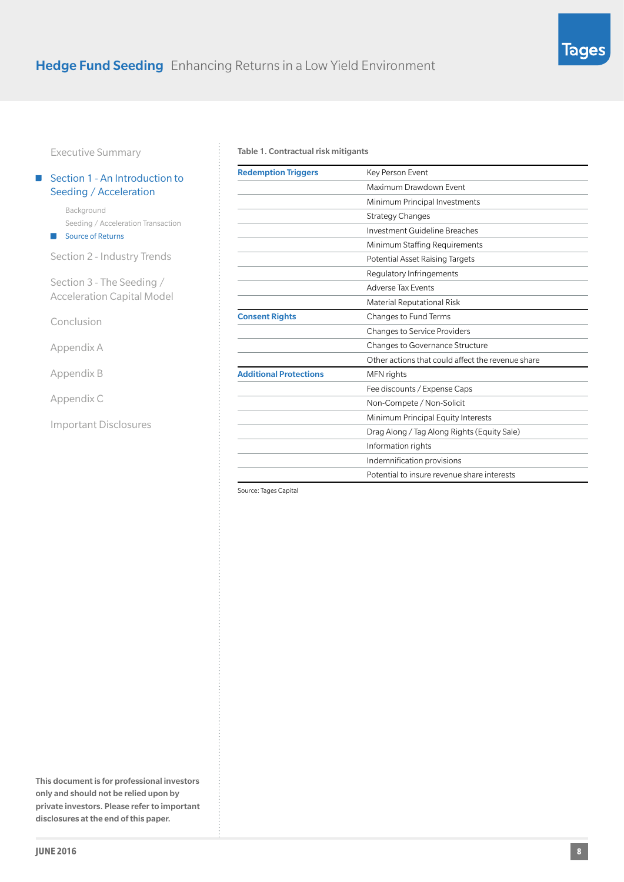Table 1. Contractual risk mitigants

| | |
|---|---|
| **Redemption Triggers** | Key Person Event |
| | Maximum Drawdown Event |
| | Minimum Principal Investments |
| | Strategy Changes |
| | Investment Guideline Breaches |
| | Minimum Staffing Requirements |
| | Potential Asset Raising Targets |
| | Regulatory Infringements |
| | Adverse Tax Events |
| | Material Reputational Risk |
| **Consent Rights** | Changes to Fund Terms |
| | Changes to Service Providers |
| | Changes to Governance Structure |
| | Other actions that could affect the revenue share |
| **Additional Protections** | MFN rights |
| | Fee discounts / Expense Caps |
| | Non-Compete / Non-Solicit |
| | Minimum Principal Equity Interests |
| | Drag Along / Tag Along Rights (Equity Sale) |
| | Information rights |
| | Indemnification provisions |
| | Potential to insure revenue share interests |

Source: Tages Capital

**This document is for professional investors only and should not be relied upon by private investors. Please refer to important disclosures at the end of this paper.**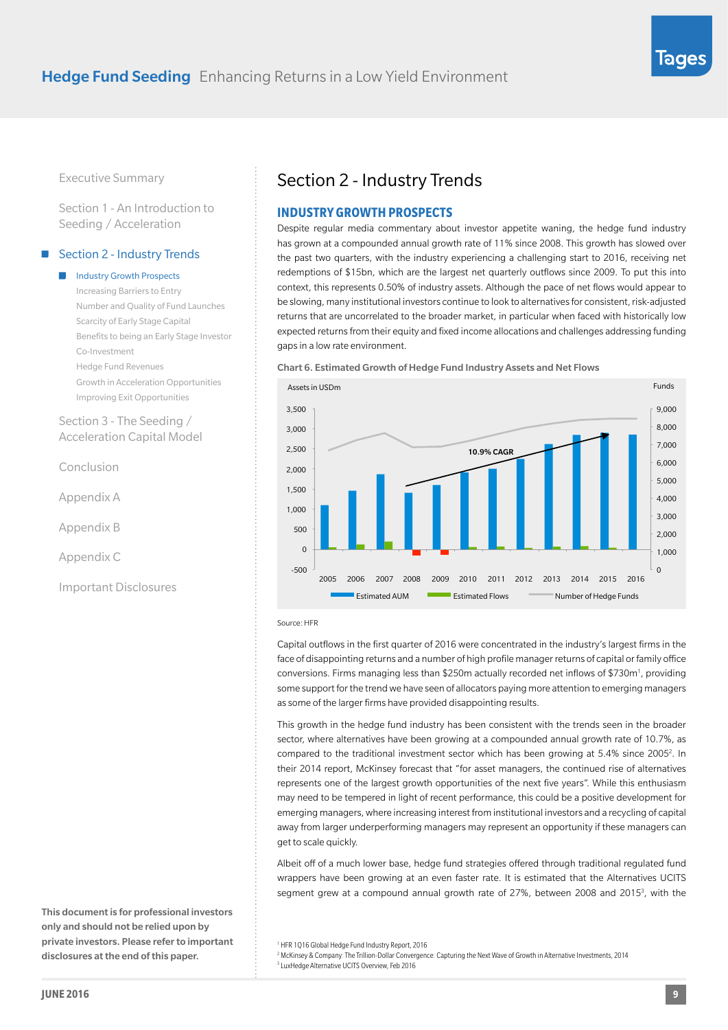# Section 2 - Industry Trends

## INDUSTRY GROWTH PROSPECTS

Despite regular media commentary about investor appetite waning, the hedge fund industry has grown at a compounded annual growth rate of 11% since 2008. This growth has slowed over the past two quarters, with the industry experiencing a challenging start to 2016, receiving net redemptions of $15bn, which are the largest net quarterly outflows since 2009. To put this into context, this represents 0.50% of industry assets. Although the pace of net flows would appear to be slowing, many institutional investors continue to look to alternatives for consistent, risk-adjusted returns that are uncorrelated to the broader market, in particular when faced with historically low expected returns from their equity and fixed income allocations and challenges addressing funding gaps in a low rate environment.

**Chart 6. Estimated Growth of Hedge Fund Industry Assets and Net Flows**

Assets in USDm

Funds

3,500
3,000
2,500
2,000
1,500
1,000
500
0
-500

9,000
8,000
7,000
6,000
5,000
4,000
3,000
2,000
1,000
0

10.9% CAGR

2005 2006 2007 2008 2009 2010 2011 2012 2013 2014 2015 2016

Estimated AUM Estimated Flows Number of Hedge Funds

Source: HFR

Capital outflows in the first quarter of 2016 were concentrated in the industry's largest firms in the face of disappointing returns and a number of high profile manager returns of capital or family office conversions. Firms managing less than $250m actually recorded net inflows of $730m[1], providing some support for the trend we have seen of allocators paying more attention to emerging managers as some of the larger firms have provided disappointing results.

This growth in the hedge fund industry has been consistent with the trends seen in the broader sector, where alternatives have been growing at a compounded annual growth rate of 10.7%, as compared to the traditional investment sector which has been growing at 5.4% since 2005[2]. In their 2014 report, McKinsey forecast that "for asset managers, the continued rise of alternatives represents one of the largest growth opportunities of the next five years". While this enthusiasm may need to be tempered in light of recent performance, this could be a positive development for emerging managers, where increasing interest from institutional investors and a recycling of capital away from larger underperforming managers may represent an opportunity if these managers can get to scale quickly.

Albeit off of a much lower base, hedge fund strategies offered through traditional regulated fund wrappers have been growing at an even faster rate. It is estimated that the Alternatives UCITS segment grew at a compound annual growth rate of 27%, between 2008 and 2015[3], with the

[1] HFR 1Q16 Global Hedge Fund Industry Report, 2016
[2] McKinsey & Company: The Trillion-Dollar Convergence: Capturing the Next Wave of Growth in Alternative Investments, 2014
[3] LuxHedge Alternative UCITS Overview, Feb 2016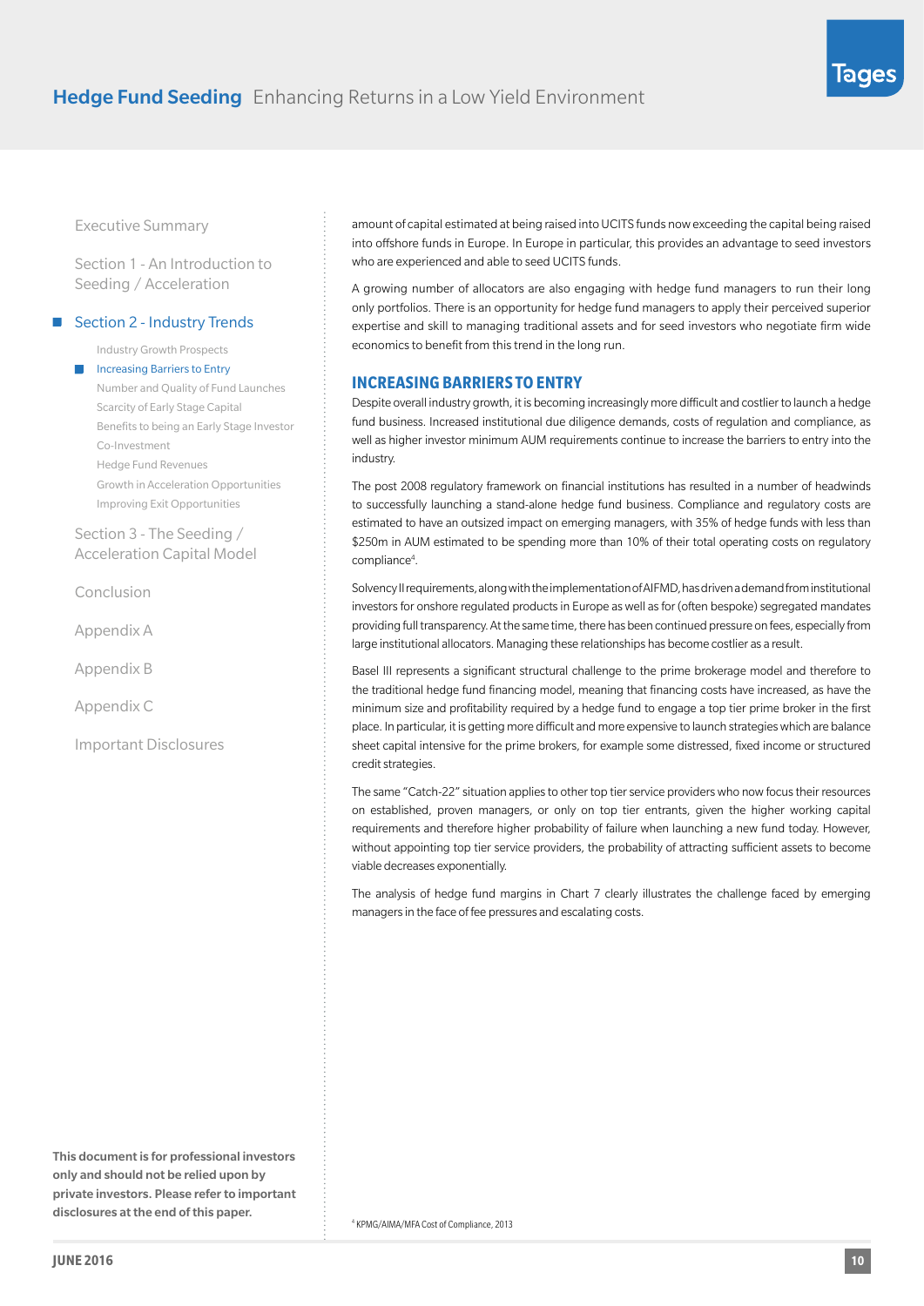amount of capital estimated at being raised into UCITS funds now exceeding the capital being raised into offshore funds in Europe. In Europe in particular, this provides an advantage to seed investors who are experienced and able to seed UCITS funds.

A growing number of allocators are also engaging with hedge fund managers to run their long only portfolios. There is an opportunity for hedge fund managers to apply their perceived superior expertise and skill to managing traditional assets and for seed investors who negotiate firm wide economics to benefit from this trend in the long run.

## INCREASING BARRIERS TO ENTRY

Despite overall industry growth, it is becoming increasingly more difficult and costlier to launch a hedge fund business. Increased institutional due diligence demands, costs of regulation and compliance, as well as higher investor minimum AUM requirements continue to increase the barriers to entry into the industry.

The post 2008 regulatory framework on financial institutions has resulted in a number of headwinds to successfully launching a stand-alone hedge fund business. Compliance and regulatory costs are estimated to have an outsized impact on emerging managers, with 35% of hedge funds with less than $250m in AUM estimated to be spending more than 10% of their total operating costs on regulatory compliance[4].

Solvency II requirements, along with the implementation of AIFMD, has driven a demand from institutional investors for onshore regulated products in Europe as well as for (often bespoke) segregated mandates providing full transparency. At the same time, there has been continued pressure on fees, especially from large institutional allocators. Managing these relationships has become costlier as a result.

Basel III represents a significant structural challenge to the prime brokerage model and therefore to the traditional hedge fund financing model, meaning that financing costs have increased, as have the minimum size and profitability required by a hedge fund to engage a top tier prime broker in the first place. In particular, it is getting more difficult and more expensive to launch strategies which are balance sheet capital intensive for the prime brokers, for example some distressed, fixed income or structured credit strategies.

The same "Catch-22" situation applies to other top tier service providers who now focus their resources on established, proven managers, or only on top tier entrants, given the higher working capital requirements and therefore higher probability of failure when launching a new fund today. However, without appointing top tier service providers, the probability of attracting sufficient assets to become viable decreases exponentially.

The analysis of hedge fund margins in Chart 7 clearly illustrates the challenge faced by emerging managers in the face of fee pressures and escalating costs.

[4] KPMG/AIMA/MFA Cost of Compliance, 2013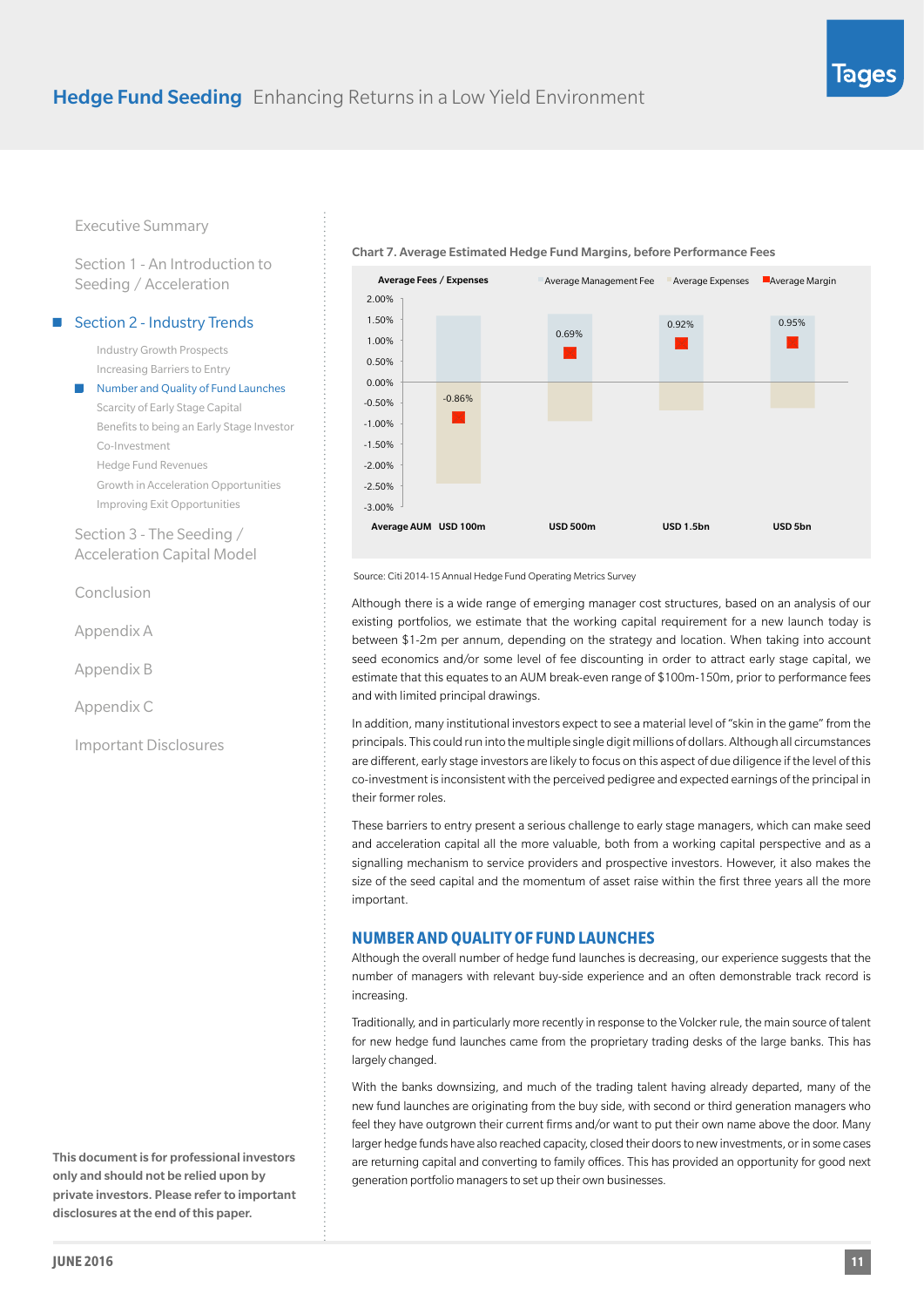Executive Summary

Section 1 - An Introduction to Seeding / Acceleration

Section 2 - Industry Trends

- Industry Growth Prospects
- Increasing Barriers to Entry
- Number and Quality of Fund Launches
- Scarcity of Early Stage Capital
- Benefits to being an Early Stage Investor
- Co-Investment
- Hedge Fund Revenues
- Growth in Acceleration Opportunities
- Improving Exit Opportunities

Section 3 - The Seeding / Acceleration Capital Model

Conclusion

Appendix A

Appendix B

Appendix C

Important Disclosures

**This document is for professional investors only and should not be relied upon by private investors. Please refer to important disclosures at the end of this paper.**

**Chart 7. Average Estimated Hedge Fund Margins, before Performance Fees**

Average Fees / Expenses
Average Management Fee
Average Expenses
Average Margin

2.00%
1.50%
1.00%
0.50%
0.00%
-0.50%
-1.00%
-1.50%
-2.00%
-2.50%
-3.00%

-0.86%
0.69%
0.92%
0.95%

Average AUM USD 100m
USD 500m
USD 1.5bn
USD 5bn

Source: Citi 2014-15 Annual Hedge Fund Operating Metrics Survey

Although there is a wide range of emerging manager cost structures, based on an analysis of our existing portfolios, we estimate that the working capital requirement for a new launch today is between $1-2m per annum, depending on the strategy and location. When taking into account seed economics and/or some level of fee discounting in order to attract early stage capital, we estimate that this equates to an AUM break-even range of $100m-150m, prior to performance fees and with limited principal drawings.

In addition, many institutional investors expect to see a material level of "skin in the game" from the principals. This could run into the multiple single digit millions of dollars. Although all circumstances are different, early stage investors are likely to focus on this aspect of due diligence if the level of this co-investment is inconsistent with the perceived pedigree and expected earnings of the principal in their former roles.

These barriers to entry present a serious challenge to early stage managers, which can make seed and acceleration capital all the more valuable, both from a working capital perspective and as a signalling mechanism to service providers and prospective investors. However, it also makes the size of the seed capital and the momentum of asset raise within the first three years all the more important.

## NUMBER AND QUALITY OF FUND LAUNCHES

Although the overall number of hedge fund launches is decreasing, our experience suggests that the number of managers with relevant buy-side experience and an often demonstrable track record is increasing.

Traditionally, and in particularly more recently in response to the Volcker rule, the main source of talent for new hedge fund launches came from the proprietary trading desks of the large banks. This has largely changed.

With the banks downsizing, and much of the trading talent having already departed, many of the new fund launches are originating from the buy side, with second or third generation managers who feel they have outgrown their current firms and/or want to put their own name above the door. Many larger hedge funds have also reached capacity, closed their doors to new investments, or in some cases are returning capital and converting to family offices. This has provided an opportunity for good next generation portfolio managers to set up their own businesses.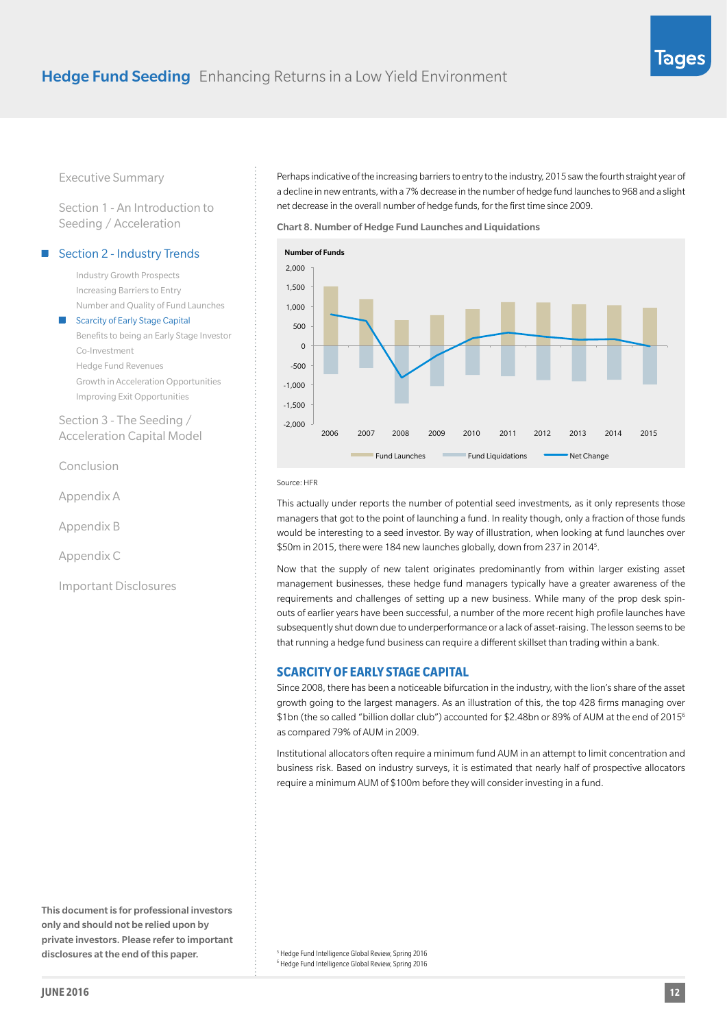Executive Summary

Section 1 - An Introduction to Seeding / Acceleration

Section 2 - Industry Trends

- Industry Growth Prospects
- Increasing Barriers to Entry
- Number and Quality of Fund Launches
- Scarcity of Early Stage Capital
- Benefits to being an Early Stage Investor
- Co-Investment
- Hedge Fund Revenues
- Growth in Acceleration Opportunities
- Improving Exit Opportunities

Section 3 - The Seeding / Acceleration Capital Model

Conclusion

Appendix A

Appendix B

Appendix C

Important Disclosures

**This document is for professional investors only and should not be relied upon by private investors. Please refer to important disclosures at the end of this paper.**

Perhaps indicative of the increasing barriers to entry to the industry, 2015 saw the fourth straight year of a decline in new entrants, with a 7% decrease in the number of hedge fund launches to 968 and a slight net decrease in the overall number of hedge funds, for the first time since 2009.

**Chart 8. Number of Hedge Fund Launches and Liquidations**

Number of Funds

2,000
1,500
1,000
500
0
-500
-1,000
-1,500
-2,000

2006 2007 2008 2009 2010 2011 2012 2013 2014 2015

Fund Launches
Fund Liquidations
Net Change

Source: HFR

This actually under reports the number of potential seed investments, as it only represents those managers that got to the point of launching a fund. In reality though, only a fraction of those funds would be interesting to a seed investor. By way of illustration, when looking at fund launches over $50m in 2015, there were 184 new launches globally, down from 237 in 2014[5].

Now that the supply of new talent originates predominantly from within larger existing asset management businesses, these hedge fund managers typically have a greater awareness of the requirements and challenges of setting up a new business. While many of the prop desk spin-outs of earlier years have been successful, a number of the more recent high profile launches have subsequently shut down due to underperformance or a lack of asset-raising. The lesson seems to be that running a hedge fund business can require a different skillset than trading within a bank.

## SCARCITY OF EARLY STAGE CAPITAL

Since 2008, there has been a noticeable bifurcation in the industry, with the lion's share of the asset growth going to the largest managers. As an illustration of this, the top 428 firms managing over $1bn (the so called "billion dollar club") accounted for $2.48bn or 89% of AUM at the end of 2015[6] as compared 79% of AUM in 2009.

Institutional allocators often require a minimum fund AUM in an attempt to limit concentration and business risk. Based on industry surveys, it is estimated that nearly half of prospective allocators require a minimum AUM of $100m before they will consider investing in a fund.

[5] Hedge Fund Intelligence Global Review, Spring 2016
[6] Hedge Fund Intelligence Global Review, Spring 2016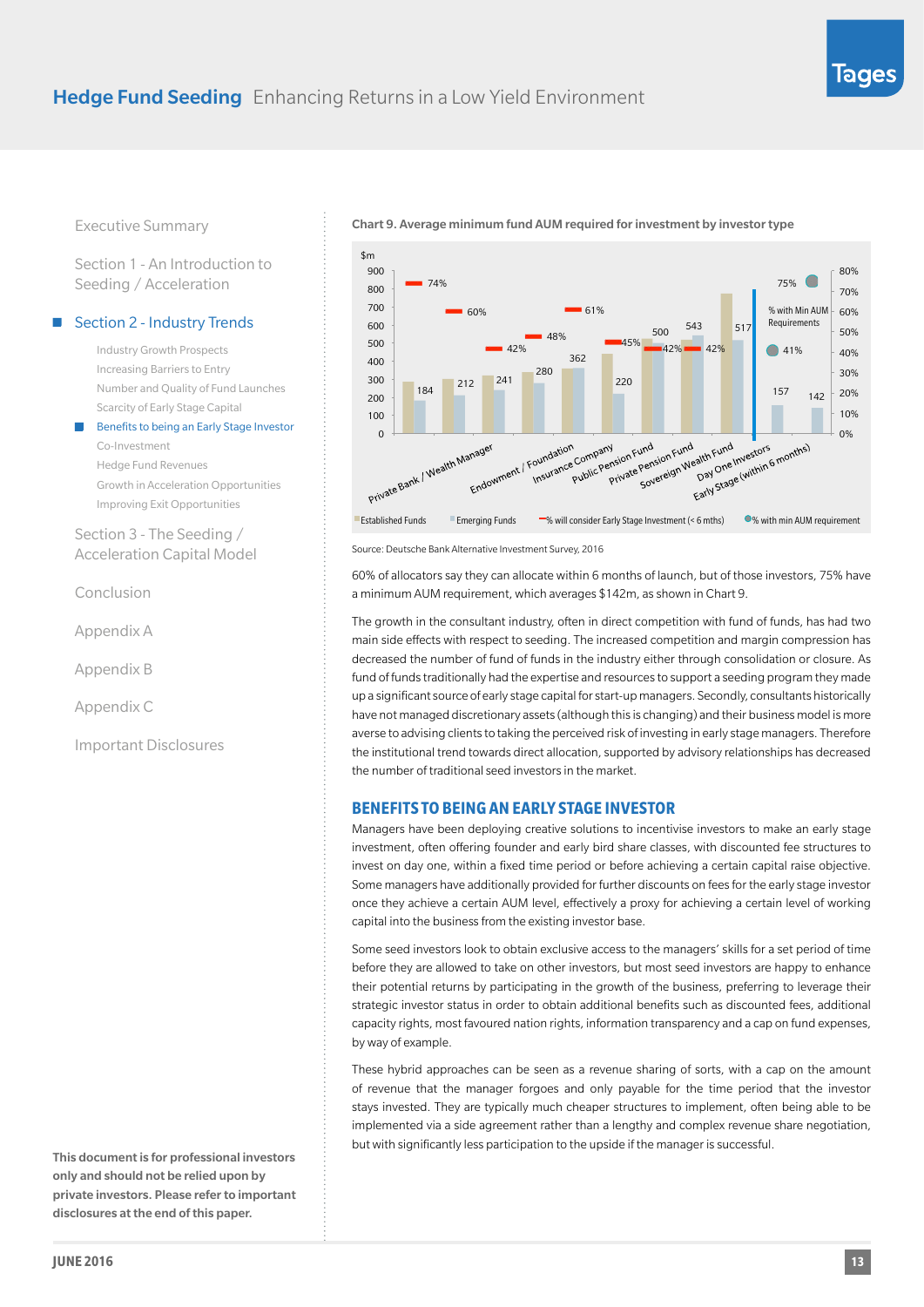Executive Summary

Section 1 - An Introduction to Seeding / Acceleration

Section 2 - Industry Trends

- Industry Growth Prospects
- Increasing Barriers to Entry
- Number and Quality of Fund Launches
- Scarcity of Early Stage Capital
- Benefits to being an Early Stage Investor
- Co-Investment
- Hedge Fund Revenues
- Growth in Acceleration Opportunities
- Improving Exit Opportunities

Section 3 - The Seeding / Acceleration Capital Model

Conclusion

Appendix A

Appendix B

Appendix C

Important Disclosures

**This document is for professional investors only and should not be relied upon by private investors. Please refer to important disclosures at the end of this paper.**

**Chart 9. Average minimum fund AUM required for investment by investor type**

$m
900
800
700
600
500
400
300
200
100
0

80%
70%
60%
50%
40%
30%
20%
10%
0%

74%
184
60%
212
42%
241
48%
280
61%
362
45%
220
42%
500
42%
543
517
75%
% with Min AUM Requirements
41%
157
142

Private Bank / Wealth Manager
Endowment / Foundation
Insurance Company
Public Pension Fund
Private Pension Fund
Sovereign Wealth Fund
Day One Investors
Early Stage (within 6 months)

Established Funds
Emerging Funds
% will consider Early Stage Investment (< 6 mths)
% with min AUM requirement

Source: Deutsche Bank Alternative Investment Survey, 2016

60% of allocators say they can allocate within 6 months of launch, but of those investors, 75% have a minimum AUM requirement, which averages $142m, as shown in Chart 9.

The growth in the consultant industry, often in direct competition with fund of funds, has had two main side effects with respect to seeding. The increased competition and margin compression has decreased the number of fund of funds in the industry either through consolidation or closure. As fund of funds traditionally had the expertise and resources to support a seeding program they made up a significant source of early stage capital for start-up managers. Secondly, consultants historically have not managed discretionary assets (although this is changing) and their business model is more averse to advising clients to taking the perceived risk of investing in early stage managers. Therefore the institutional trend towards direct allocation, supported by advisory relationships has decreased the number of traditional seed investors in the market.

## BENEFITS TO BEING AN EARLY STAGE INVESTOR

Managers have been deploying creative solutions to incentivise investors to make an early stage investment, often offering founder and early bird share classes, with discounted fee structures to invest on day one, within a fixed time period or before achieving a certain capital raise objective. Some managers have additionally provided for further discounts on fees for the early stage investor once they achieve a certain AUM level, effectively a proxy for achieving a certain level of working capital into the business from the existing investor base.

Some seed investors look to obtain exclusive access to the managers' skills for a set period of time before they are allowed to take on other investors, but most seed investors are happy to enhance their potential returns by participating in the growth of the business, preferring to leverage their strategic investor status in order to obtain additional benefits such as discounted fees, additional capacity rights, most favoured nation rights, information transparency and a cap on fund expenses, by way of example.

These hybrid approaches can be seen as a revenue sharing of sorts, with a cap on the amount of revenue that the manager forgoes and only payable for the time period that the investor stays invested. They are typically much cheaper structures to implement, often being able to be implemented via a side agreement rather than a lengthy and complex revenue share negotiation, but with significantly less participation to the upside if the manager is successful.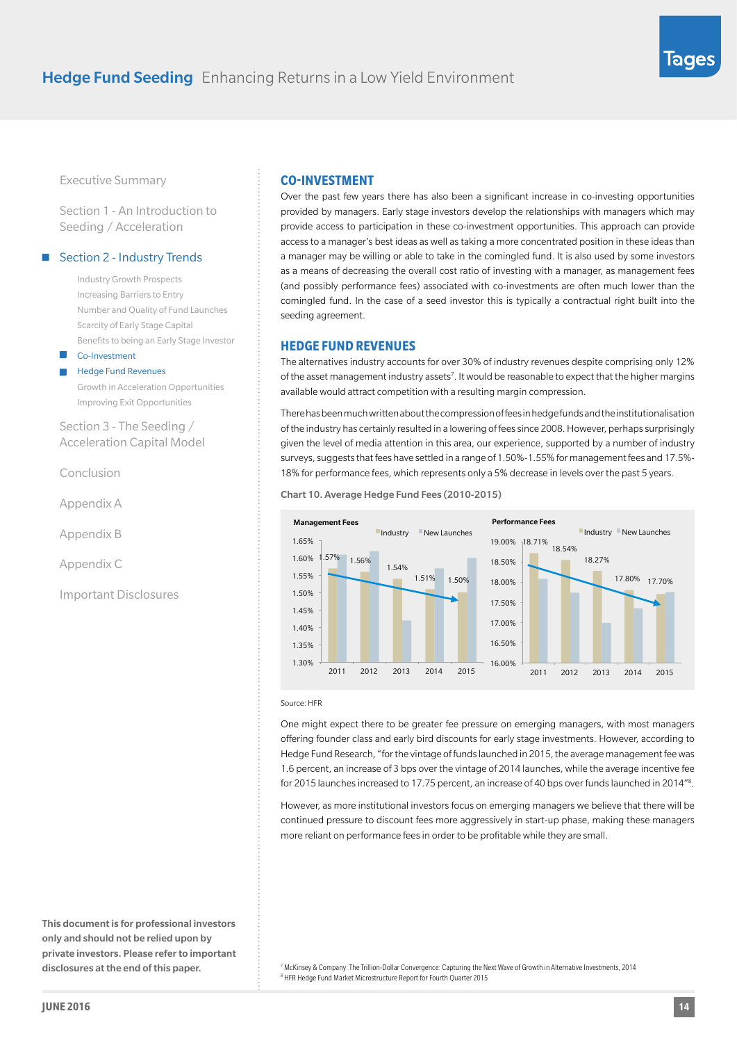## CO-INVESTMENT

Over the past few years there has also been a significant increase in co-investing opportunities provided by managers. Early stage investors develop the relationships with managers which may provide access to participation in these co-investment opportunities. This approach can provide access to a manager's best ideas as well as taking a more concentrated position in these ideas than a manager may be willing or able to take in the comingled fund. It is also used by some investors as a means of decreasing the overall cost ratio of investing with a manager, as management fees (and possibly performance fees) associated with co-investments are often much lower than the comingled fund. In the case of a seed investor this is typically a contractual right built into the seeding agreement.

## HEDGE FUND REVENUES

The alternatives industry accounts for over 30% of industry revenues despite comprising only 12% of the asset management industry assets[7]. It would be reasonable to expect that the higher margins available would attract competition with a resulting margin compression.

There has been much written about the compression of fees in hedge funds and the institutionalisation of the industry has certainly resulted in a lowering of fees since 2008. However, perhaps surprisingly given the level of media attention in this area, our experience, supported by a number of industry surveys, suggests that fees have settled in a range of 1.50%-1.55% for management fees and 17.5%-18% for performance fees, which represents only a 5% decrease in levels over the past 5 years.

**Chart 10. Average Hedge Fund Fees (2010-2015)**

Management Fees

Industry   New Launches

1.65%
1.60%
1.55%
1.50%
1.45%
1.40%
1.35%
1.30%

1.57%   1.56%   1.54%   1.51%   1.50%

2011   2012   2013   2014   2015

Performance Fees

Industry   New Launches

19.00%
18.50%
18.00%
17.50%
17.00%
16.50%
16.00%

18.71%   18.54%   18.27%   17.80%   17.70%

2011   2012   2013   2014   2015

Source: HFR

One might expect there to be greater fee pressure on emerging managers, with most managers offering founder class and early bird discounts for early stage investments. However, according to Hedge Fund Research, "for the vintage of funds launched in 2015, the average management fee was 1.6 percent, an increase of 3 bps over the vintage of 2014 launches, while the average incentive fee for 2015 launches increased to 17.75 percent, an increase of 40 bps over funds launched in 2014"[8].

However, as more institutional investors focus on emerging managers we believe that there will be continued pressure to discount fees more aggressively in start-up phase, making these managers more reliant on performance fees in order to be profitable while they are small.

[7] McKinsey & Company: The Trillion-Dollar Convergence: Capturing the Next Wave of Growth in Alternative Investments, 2014
[8] HFR Hedge Fund Market Microstructure Report for Fourth Quarter 2015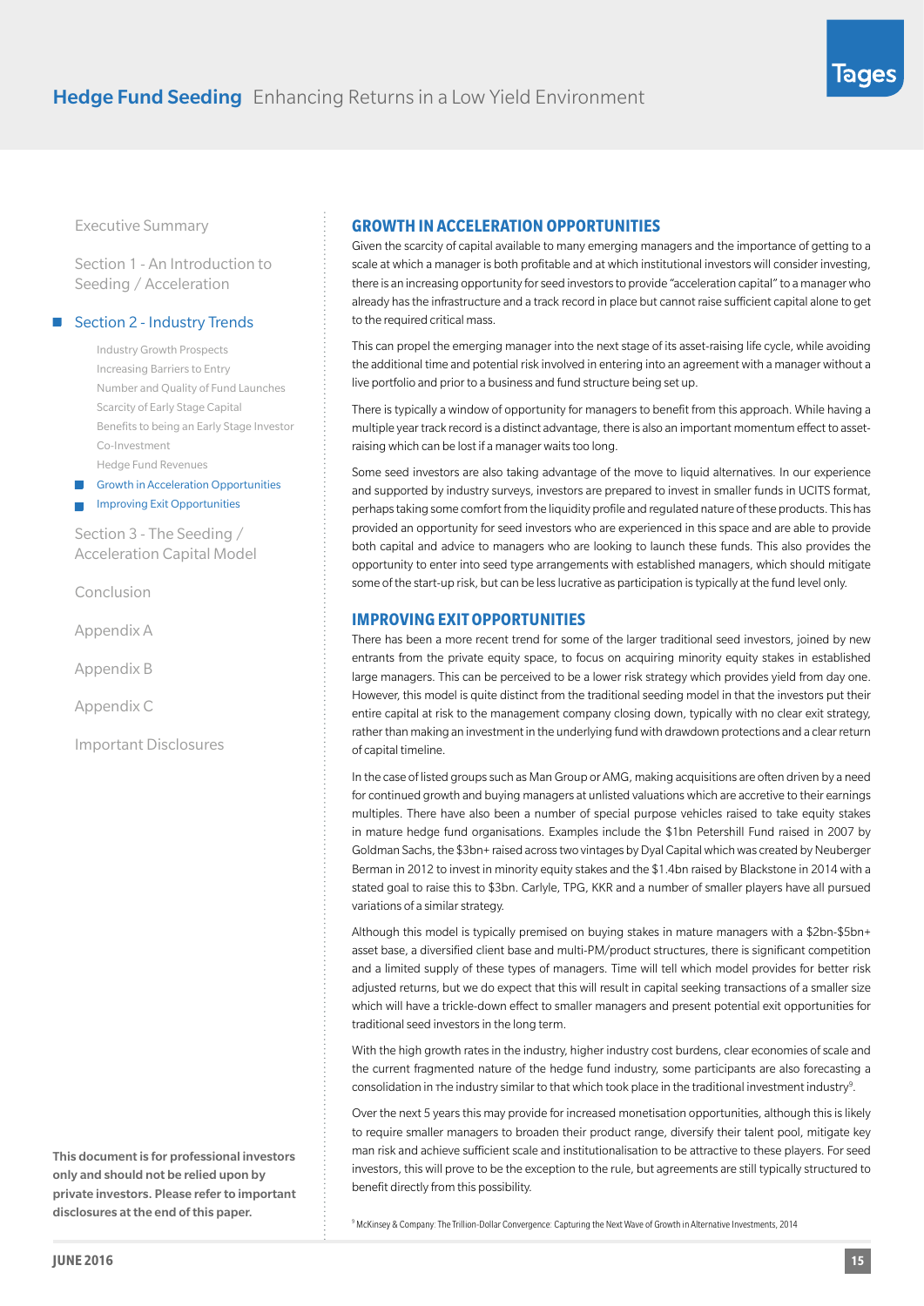## GROWTH IN ACCELERATION OPPORTUNITIES

Given the scarcity of capital available to many emerging managers and the importance of getting to a scale at which a manager is both profitable and at which institutional investors will consider investing, there is an increasing opportunity for seed investors to provide "acceleration capital" to a manager who already has the infrastructure and a track record in place but cannot raise sufficient capital alone to get to the required critical mass.

This can propel the emerging manager into the next stage of its asset-raising life cycle, while avoiding the additional time and potential risk involved in entering into an agreement with a manager without a live portfolio and prior to a business and fund structure being set up.

There is typically a window of opportunity for managers to benefit from this approach. While having a multiple year track record is a distinct advantage, there is also an important momentum effect to asset-raising which can be lost if a manager waits too long.

Some seed investors are also taking advantage of the move to liquid alternatives. In our experience and supported by industry surveys, investors are prepared to invest in smaller funds in UCITS format, perhaps taking some comfort from the liquidity profile and regulated nature of these products. This has provided an opportunity for seed investors who are experienced in this space and are able to provide both capital and advice to managers who are looking to launch these funds. This also provides the opportunity to enter into seed type arrangements with established managers, which should mitigate some of the start-up risk, but can be less lucrative as participation is typically at the fund level only.

## IMPROVING EXIT OPPORTUNITIES

There has been a more recent trend for some of the larger traditional seed investors, joined by new entrants from the private equity space, to focus on acquiring minority equity stakes in established large managers. This can be perceived to be a lower risk strategy which provides yield from day one. However, this model is quite distinct from the traditional seeding model in that the investors put their entire capital at risk to the management company closing down, typically with no clear exit strategy, rather than making an investment in the underlying fund with drawdown protections and a clear return of capital timeline.

In the case of listed groups such as Man Group or AMG, making acquisitions are often driven by a need for continued growth and buying managers at unlisted valuations which are accretive to their earnings multiples. There have also been a number of special purpose vehicles raised to take equity stakes in mature hedge fund organisations. Examples include the $1bn Petershill Fund raised in 2007 by Goldman Sachs, the $3bn+ raised across two vintages by Dyal Capital which was created by Neuberger Berman in 2012 to invest in minority equity stakes and the $1.4bn raised by Blackstone in 2014 with a stated goal to raise this to $3bn. Carlyle, TPG, KKR and a number of smaller players have all pursued variations of a similar strategy.

Although this model is typically premised on buying stakes in mature managers with a $2bn-$5bn+ asset base, a diversified client base and multi-PM/product structures, there is significant competition and a limited supply of these types of managers. Time will tell which model provides for better risk adjusted returns, but we do expect that this will result in capital seeking transactions of a smaller size which will have a trickle-down effect to smaller managers and present potential exit opportunities for traditional seed investors in the long term.

With the high growth rates in the industry, higher industry cost burdens, clear economies of scale and the current fragmented nature of the hedge fund industry, some participants are also forecasting a consolidation in the industry similar to that which took place in the traditional investment industry[9].

Over the next 5 years this may provide for increased monetisation opportunities, although this is likely to require smaller managers to broaden their product range, diversify their talent pool, mitigate key man risk and achieve sufficient scale and institutionalisation to be attractive to these players. For seed investors, this will prove to be the exception to the rule, but agreements are still typically structured to benefit directly from this possibility.

[9] McKinsey & Company: The Trillion-Dollar Convergence: Capturing the Next Wave of Growth in Alternative Investments, 2014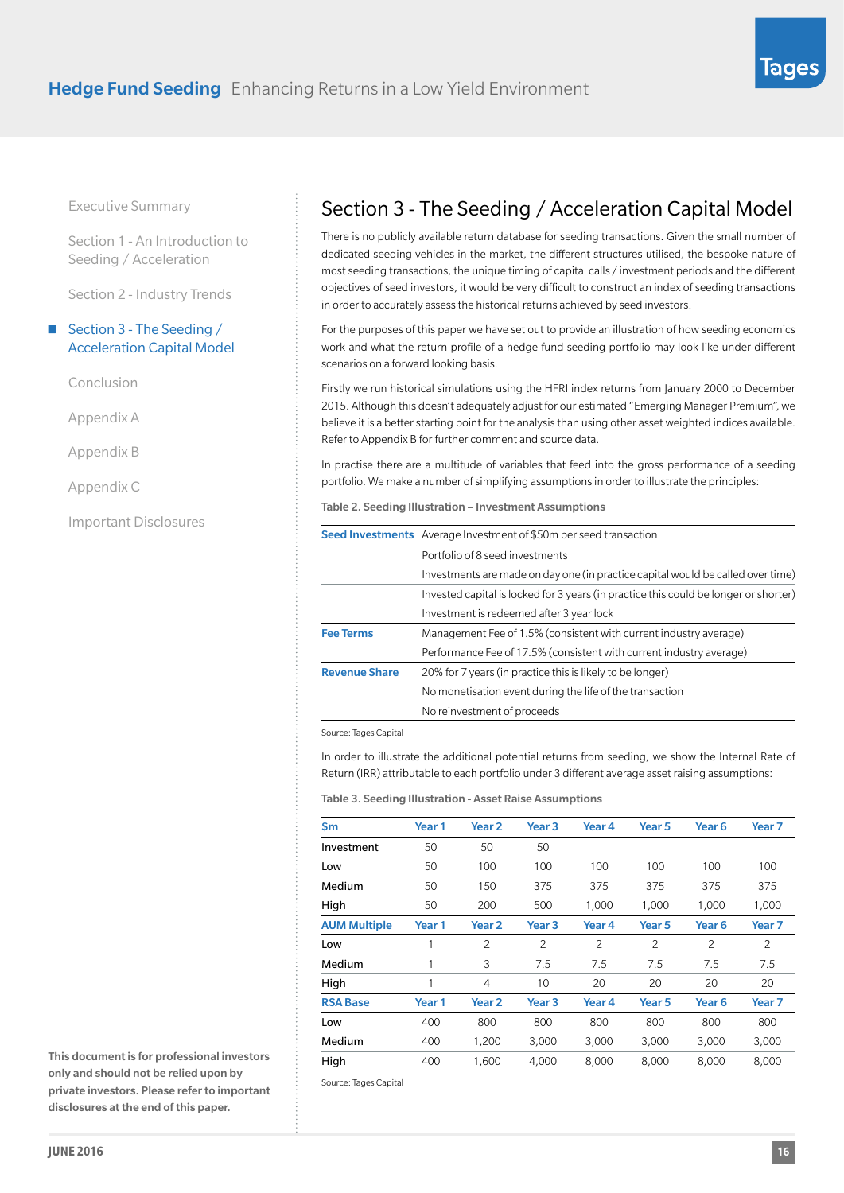# Section 3 - The Seeding / Acceleration Capital Model

There is no publicly available return database for seeding transactions. Given the small number of dedicated seeding vehicles in the market, the different structures utilised, the bespoke nature of most seeding transactions, the unique timing of capital calls / investment periods and the different objectives of seed investors, it would be very difficult to construct an index of seeding transactions in order to accurately assess the historical returns achieved by seed investors.

For the purposes of this paper we have set out to provide an illustration of how seeding economics work and what the return profile of a hedge fund seeding portfolio may look like under different scenarios on a forward looking basis.

Firstly we run historical simulations using the HFRI index returns from January 2000 to December 2015. Although this doesn't adequately adjust for our estimated "Emerging Manager Premium", we believe it is a better starting point for the analysis than using other asset weighted indices available. Refer to Appendix B for further comment and source data.

In practise there are a multitude of variables that feed into the gross performance of a seeding portfolio. We make a number of simplifying assumptions in order to illustrate the principles:

**Table 2. Seeding Illustration – Investment Assumptions**

| | |
|---|---|
| **Seed Investments** | Average Investment of $50m per seed transaction |
| | Portfolio of 8 seed investments |
| | Investments are made on day one (in practice capital would be called over time) |
| | Invested capital is locked for 3 years (in practice this could be longer or shorter) |
| | Investment is redeemed after 3 year lock |
| **Fee Terms** | Management Fee of 1.5% (consistent with current industry average) |
| | Performance Fee of 17.5% (consistent with current industry average) |
| **Revenue Share** | 20% for 7 years (in practice this is likely to be longer) |
| | No monetisation event during the life of the transaction |
| | No reinvestment of proceeds |

Source: Tages Capital

In order to illustrate the additional potential returns from seeding, we show the Internal Rate of Return (IRR) attributable to each portfolio under 3 different average asset raising assumptions:

**Table 3. Seeding Illustration - Asset Raise Assumptions**

| $m | Year 1 | Year 2 | Year 3 | Year 4 | Year 5 | Year 6 | Year 7 |
|---|---|---|---|---|---|---|---|
| Investment | 50 | 50 | 50 | | | | |
| Low | 50 | 100 | 100 | 100 | 100 | 100 | 100 |
| Medium | 50 | 150 | 375 | 375 | 375 | 375 | 375 |
| High | 50 | 200 | 500 | 1,000 | 1,000 | 1,000 | 1,000 |
| **AUM Multiple** | **Year 1** | **Year 2** | **Year 3** | **Year 4** | **Year 5** | **Year 6** | **Year 7** |
| Low | 1 | 2 | 2 | 2 | 2 | 2 | 2 |
| Medium | 1 | 3 | 7.5 | 7.5 | 7.5 | 7.5 | 7.5 |
| High | 1 | 4 | 10 | 20 | 20 | 20 | 20 |
| **RSA Base** | **Year 1** | **Year 2** | **Year 3** | **Year 4** | **Year 5** | **Year 6** | **Year 7** |
| Low | 400 | 800 | 800 | 800 | 800 | 800 | 800 |
| Medium | 400 | 1,200 | 3,000 | 3,000 | 3,000 | 3,000 | 3,000 |
| High | 400 | 1,600 | 4,000 | 8,000 | 8,000 | 8,000 | 8,000 |

Source: Tages Capital

**This document is for professional investors only and should not be relied upon by private investors. Please refer to important disclosures at the end of this paper.**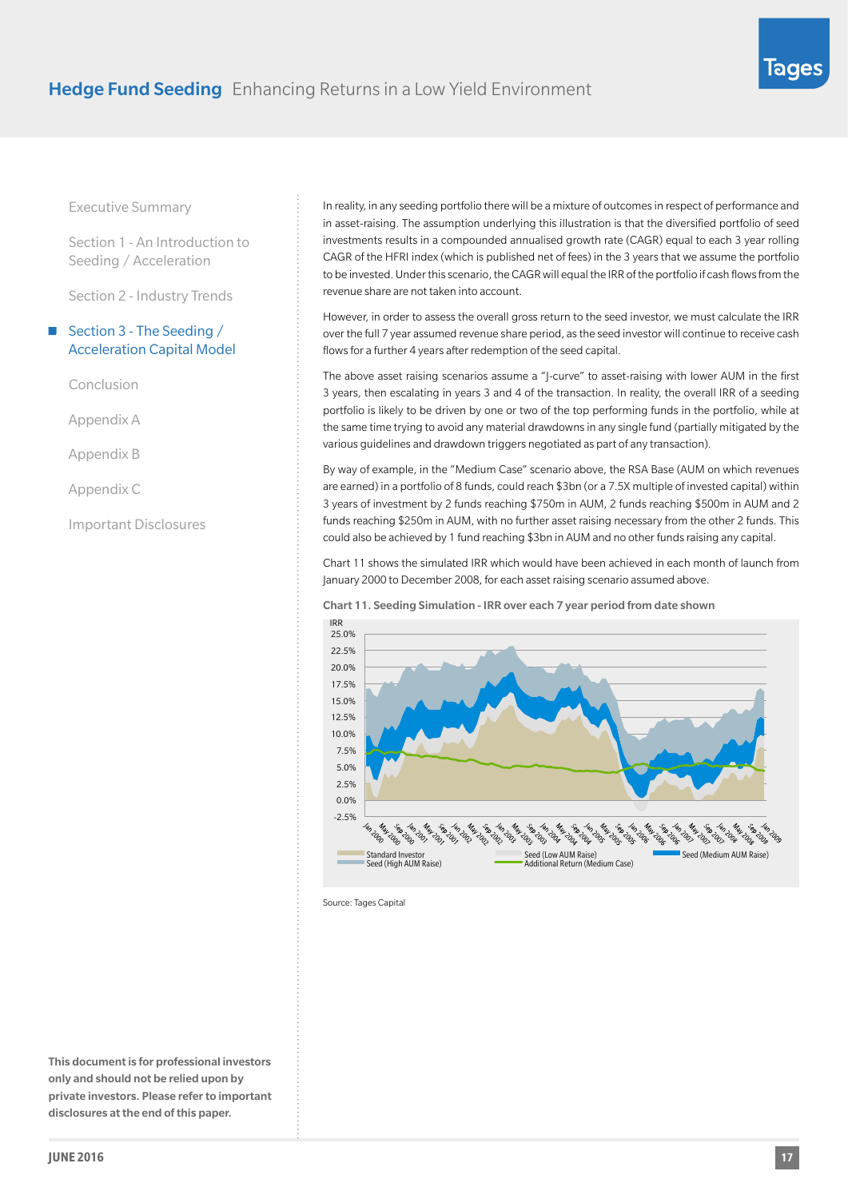In reality, in any seeding portfolio there will be a mixture of outcomes in respect of performance and in asset-raising. The assumption underlying this illustration is that the diversified portfolio of seed investments results in a compounded annualised growth rate (CAGR) equal to each 3 year rolling CAGR of the HFRI index (which is published net of fees) in the 3 years that we assume the portfolio to be invested. Under this scenario, the CAGR will equal the IRR of the portfolio if cash flows from the revenue share are not taken into account.

However, in order to assess the overall gross return to the seed investor, we must calculate the IRR over the full 7 year assumed revenue share period, as the seed investor will continue to receive cash flows for a further 4 years after redemption of the seed capital.

The above asset raising scenarios assume a "J-curve" to asset-raising with lower AUM in the first 3 years, then escalating in years 3 and 4 of the transaction. In reality, the overall IRR of a seeding portfolio is likely to be driven by one or two of the top performing funds in the portfolio, while at the same time trying to avoid any material drawdowns in any single fund (partially mitigated by the various guidelines and drawdown triggers negotiated as part of any transaction).

By way of example, in the "Medium Case" scenario above, the RSA Base (AUM on which revenues are earned) in a portfolio of 8 funds, could reach $3bn (or a 7.5X multiple of invested capital) within 3 years of investment by 2 funds reaching $750m in AUM, 2 funds reaching $500m in AUM and 2 funds reaching $250m in AUM, with no further asset raising necessary from the other 2 funds. This could also be achieved by 1 fund reaching $3bn in AUM and no other funds raising any capital.

Chart 11 shows the simulated IRR which would have been achieved in each month of launch from January 2000 to December 2008, for each asset raising scenario assumed above.

**Chart 11. Seeding Simulation - IRR over each 7 year period from date shown**

IRR
25.0%
22.5%
20.0%
17.5%
15.0%
12.5%
10.0%
7.5%
5.0%
2.5%
0.0%
-2.5%

Jan 2000, May 2000, Sep 2000, Jan 2001, May 2001, Sep 2001, Jan 2002, May 2002, Sep 2002, Jan 2003, May 2003, Sep 2003, Jan 2004, May 2004, Sep 2004, Jan 2005, May 2005, Sep 2005, Jan 2006, May 2006, Sep 2006, Jan 2007, May 2007, Sep 2007, Jan 2008, May 2008, Sep 2008, Jan 2009

Standard Investor
Seed (Low AUM Raise)
Seed (Medium AUM Raise)
Seed (High AUM Raise)
Additional Return (Medium Case)

Source: Tages Capital

**This document is for professional investors only and should not be relied upon by private investors. Please refer to important disclosures at the end of this paper.**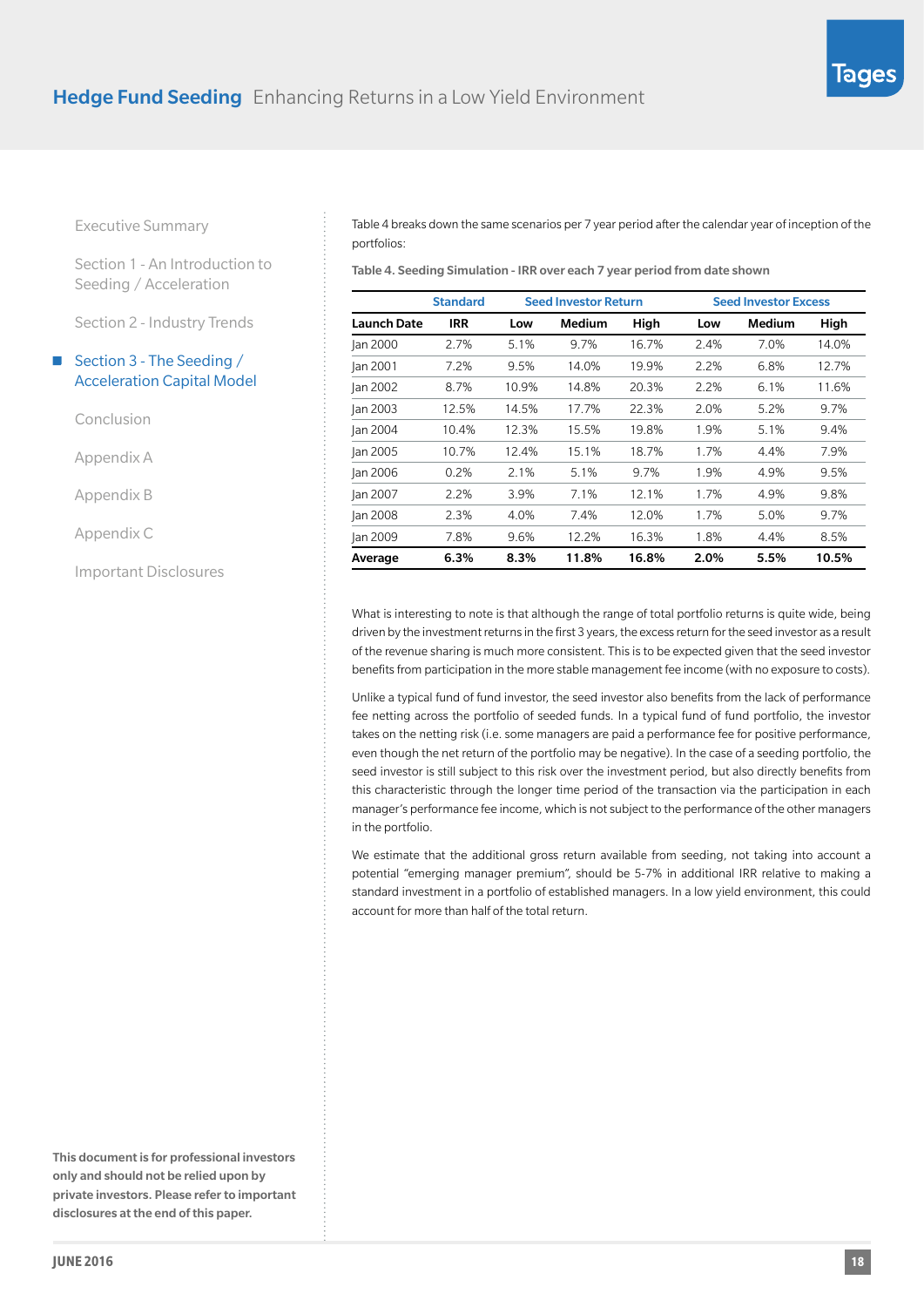Table 4 breaks down the same scenarios per 7 year period after the calendar year of inception of the portfolios:

**Table 4. Seeding Simulation - IRR over each 7 year period from date shown**

| | Standard | Seed Investor Return | | | Seed Investor Excess | | |
|---|---|---|---|---|---|---|---|
| **Launch Date** | **IRR** | **Low** | **Medium** | **High** | **Low** | **Medium** | **High** |
| Jan 2000 | 2.7% | 5.1% | 9.7% | 16.7% | 2.4% | 7.0% | 14.0% |
| Jan 2001 | 7.2% | 9.5% | 14.0% | 19.9% | 2.2% | 6.8% | 12.7% |
| Jan 2002 | 8.7% | 10.9% | 14.8% | 20.3% | 2.2% | 6.1% | 11.6% |
| Jan 2003 | 12.5% | 14.5% | 17.7% | 22.3% | 2.0% | 5.2% | 9.7% |
| Jan 2004 | 10.4% | 12.3% | 15.5% | 19.8% | 1.9% | 5.1% | 9.4% |
| Jan 2005 | 10.7% | 12.4% | 15.1% | 18.7% | 1.7% | 4.4% | 7.9% |
| Jan 2006 | 0.2% | 2.1% | 5.1% | 9.7% | 1.9% | 4.9% | 9.5% |
| Jan 2007 | 2.2% | 3.9% | 7.1% | 12.1% | 1.7% | 4.9% | 9.8% |
| Jan 2008 | 2.3% | 4.0% | 7.4% | 12.0% | 1.7% | 5.0% | 9.7% |
| Jan 2009 | 7.8% | 9.6% | 12.2% | 16.3% | 1.8% | 4.4% | 8.5% |
| **Average** | **6.3%** | **8.3%** | **11.8%** | **16.8%** | **2.0%** | **5.5%** | **10.5%** |

What is interesting to note is that although the range of total portfolio returns is quite wide, being driven by the investment returns in the first 3 years, the excess return for the seed investor as a result of the revenue sharing is much more consistent. This is to be expected given that the seed investor benefits from participation in the more stable management fee income (with no exposure to costs).

Unlike a typical fund of fund investor, the seed investor also benefits from the lack of performance fee netting across the portfolio of seeded funds. In a typical fund of fund portfolio, the investor takes on the netting risk (i.e. some managers are paid a performance fee for positive performance, even though the net return of the portfolio may be negative). In the case of a seeding portfolio, the seed investor is still subject to this risk over the investment period, but also directly benefits from this characteristic through the longer time period of the transaction via the participation in each manager's performance fee income, which is not subject to the performance of the other managers in the portfolio.

We estimate that the additional gross return available from seeding, not taking into account a potential "emerging manager premium", should be 5-7% in additional IRR relative to making a standard investment in a portfolio of established managers. In a low yield environment, this could account for more than half of the total return.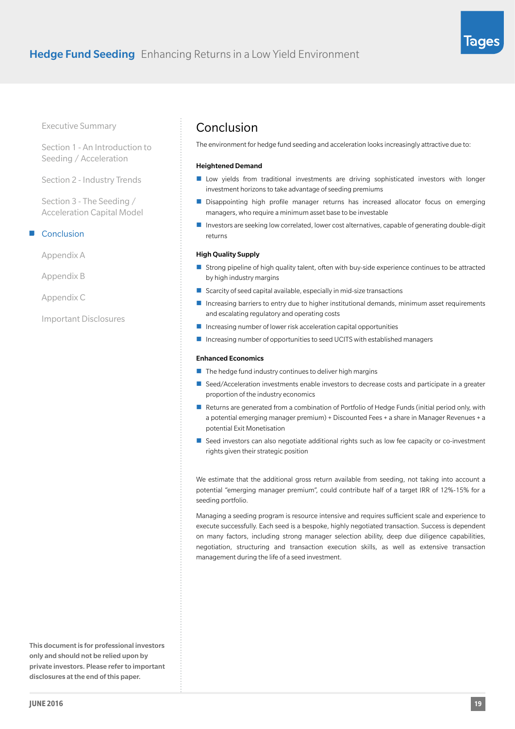# Conclusion

The environment for hedge fund seeding and acceleration looks increasingly attractive due to:

**Heightened Demand**

- Low yields from traditional investments are driving sophisticated investors with longer investment horizons to take advantage of seeding premiums
- Disappointing high profile manager returns has increased allocator focus on emerging managers, who require a minimum asset base to be investable
- Investors are seeking low correlated, lower cost alternatives, capable of generating double-digit returns

**High Quality Supply**

- Strong pipeline of high quality talent, often with buy-side experience continues to be attracted by high industry margins
- Scarcity of seed capital available, especially in mid-size transactions
- Increasing barriers to entry due to higher institutional demands, minimum asset requirements and escalating regulatory and operating costs
- Increasing number of lower risk acceleration capital opportunities
- Increasing number of opportunities to seed UCITS with established managers

**Enhanced Economics**

- The hedge fund industry continues to deliver high margins
- Seed/Acceleration investments enable investors to decrease costs and participate in a greater proportion of the industry economics
- Returns are generated from a combination of Portfolio of Hedge Funds (initial period only, with a potential emerging manager premium) + Discounted Fees + a share in Manager Revenues + a potential Exit Monetisation
- Seed investors can also negotiate additional rights such as low fee capacity or co-investment rights given their strategic position

We estimate that the additional gross return available from seeding, not taking into account a potential "emerging manager premium", could contribute half of a target IRR of 12%-15% for a seeding portfolio.

Managing a seeding program is resource intensive and requires sufficient scale and experience to execute successfully. Each seed is a bespoke, highly negotiated transaction. Success is dependent on many factors, including strong manager selection ability, deep due diligence capabilities, negotiation, structuring and transaction execution skills, as well as extensive transaction management during the life of a seed investment.

**This document is for professional investors only and should not be relied upon by private investors. Please refer to important disclosures at the end of this paper.**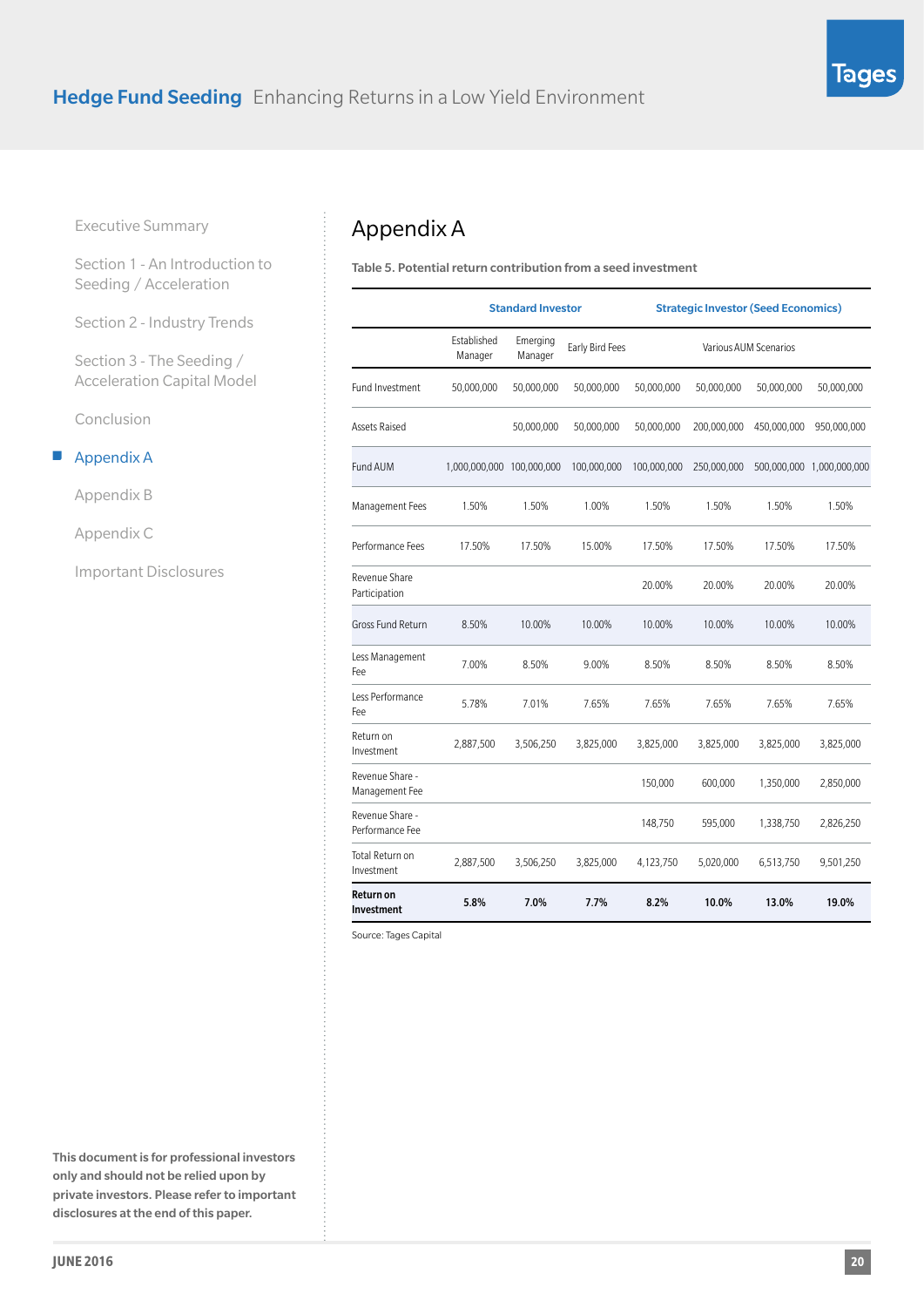Executive Summary

Section 1 - An Introduction to Seeding / Acceleration

Section 2 - Industry Trends

Section 3 - The Seeding / Acceleration Capital Model

Conclusion

Appendix A

Appendix B

Appendix C

Important Disclosures

# Appendix A

**Table 5. Potential return contribution from a seed investment**

| | Standard Investor | | Strategic Investor (Seed Economics) | | | | |
|---|---|---|---|---|---|---|---|
| | Established Manager | Emerging Manager | Early Bird Fees | Various AUM Scenarios | | | |
| Fund Investment | 50,000,000 | 50,000,000 | 50,000,000 | 50,000,000 | 50,000,000 | 50,000,000 | 50,000,000 |
| Assets Raised | | 50,000,000 | 50,000,000 | 50,000,000 | 200,000,000 | 450,000,000 | 950,000,000 |
| Fund AUM | 1,000,000,000 | 100,000,000 | 100,000,000 | 100,000,000 | 250,000,000 | 500,000,000 | 1,000,000,000 |
| Management Fees | 1.50% | 1.50% | 1.00% | 1.50% | 1.50% | 1.50% | 1.50% |
| Performance Fees | 17.50% | 17.50% | 15.00% | 17.50% | 17.50% | 17.50% | 17.50% |
| Revenue Share Participation | | | | 20.00% | 20.00% | 20.00% | 20.00% |
| Gross Fund Return | 8.50% | 10.00% | 10.00% | 10.00% | 10.00% | 10.00% | 10.00% |
| Less Management Fee | 7.00% | 8.50% | 9.00% | 8.50% | 8.50% | 8.50% | 8.50% |
| Less Performance Fee | 5.78% | 7.01% | 7.65% | 7.65% | 7.65% | 7.65% | 7.65% |
| Return on Investment | 2,887,500 | 3,506,250 | 3,825,000 | 3,825,000 | 3,825,000 | 3,825,000 | 3,825,000 |
| Revenue Share - Management Fee | | | | 150,000 | 600,000 | 1,350,000 | 2,850,000 |
| Revenue Share - Performance Fee | | | | 148,750 | 595,000 | 1,338,750 | 2,826,250 |
| Total Return on Investment | 2,887,500 | 3,506,250 | 3,825,000 | 4,123,750 | 5,020,000 | 6,513,750 | 9,501,250 |
| **Return on Investment** | **5.8%** | **7.0%** | **7.7%** | **8.2%** | **10.0%** | **13.0%** | **19.0%** |

Source: Tages Capital

**This document is for professional investors only and should not be relied upon by private investors. Please refer to important disclosures at the end of this paper.**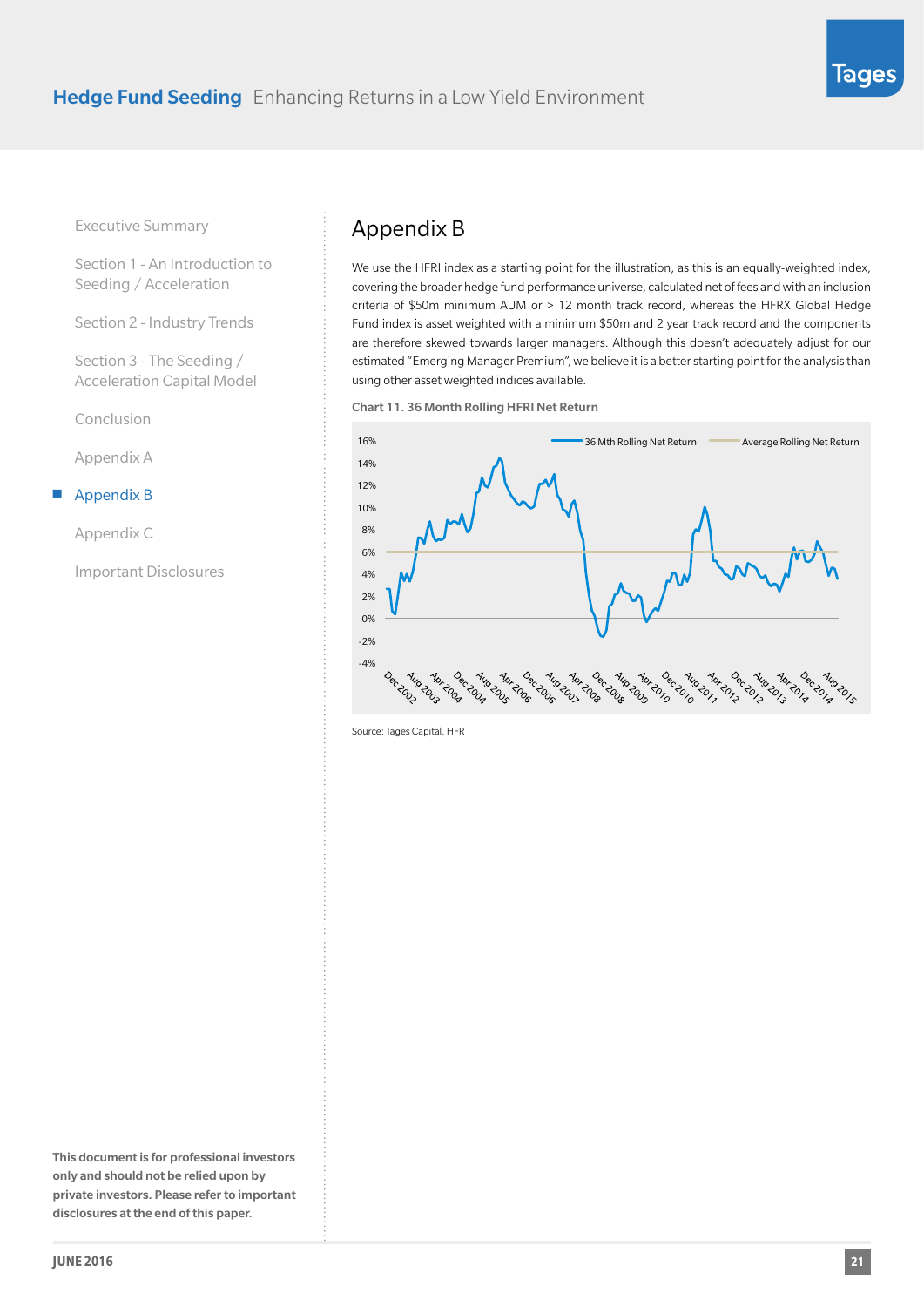# Appendix B

We use the HFRI index as a starting point for the illustration, as this is an equally-weighted index, covering the broader hedge fund performance universe, calculated net of fees and with an inclusion criteria of $50m minimum AUM or > 12 month track record, whereas the HFRX Global Hedge Fund index is asset weighted with a minimum $50m and 2 year track record and the components are therefore skewed towards larger managers. Although this doesn't adequately adjust for our estimated "Emerging Manager Premium", we believe it is a better starting point for the analysis than using other asset weighted indices available.

**Chart 11. 36 Month Rolling HFRI Net Return**

36 Mth Rolling Net Return
Average Rolling Net Return

16%
14%
12%
10%
8%
6%
4%
2%
0%
-2%
-4%

Dec 2002
Aug 2003
Apr 2004
Dec 2004
Aug 2005
Apr 2006
Dec 2006
Aug 2007
Apr 2008
Dec 2008
Aug 2009
Apr 2010
Dec 2010
Aug 2011
Apr 2012
Dec 2012
Aug 2013
Apr 2014
Dec 2014
Aug 2015

Source: Tages Capital, HFR

**This document is for professional investors only and should not be relied upon by private investors. Please refer to important disclosures at the end of this paper.**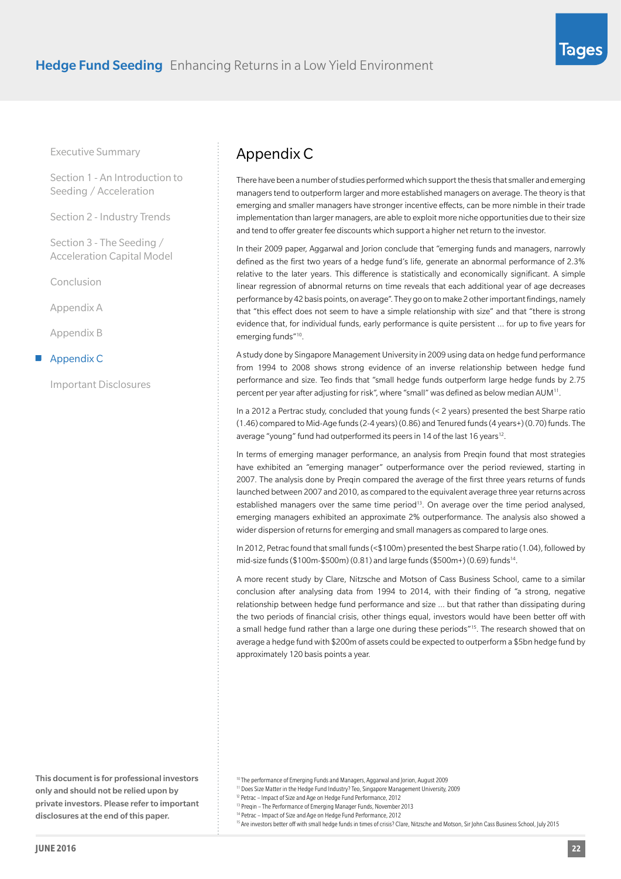# Appendix C

There have been a number of studies performed which support the thesis that smaller and emerging managers tend to outperform larger and more established managers on average. The theory is that emerging and smaller managers have stronger incentive effects, can be more nimble in their trade implementation than larger managers, are able to exploit more niche opportunities due to their size and tend to offer greater fee discounts which support a higher net return to the investor.

In their 2009 paper, Aggarwal and Jorion conclude that "emerging funds and managers, narrowly defined as the first two years of a hedge fund's life, generate an abnormal performance of 2.3% relative to the later years. This difference is statistically and economically significant. A simple linear regression of abnormal returns on time reveals that each additional year of age decreases performance by 42 basis points, on average". They go on to make 2 other important findings, namely that "this effect does not seem to have a simple relationship with size" and that "there is strong evidence that, for individual funds, early performance is quite persistent ... for up to five years for emerging funds"[10].

A study done by Singapore Management University in 2009 using data on hedge fund performance from 1994 to 2008 shows strong evidence of an inverse relationship between hedge fund performance and size. Teo finds that "small hedge funds outperform large hedge funds by 2.75 percent per year after adjusting for risk", where "small" was defined as below median AUM[11].

In a 2012 a Pertrac study, concluded that young funds (< 2 years) presented the best Sharpe ratio (1.46) compared to Mid-Age funds (2-4 years) (0.86) and Tenured funds (4 years+) (0.70) funds. The average "young" fund had outperformed its peers in 14 of the last 16 years[12].

In terms of emerging manager performance, an analysis from Preqin found that most strategies have exhibited an "emerging manager" outperformance over the period reviewed, starting in 2007. The analysis done by Preqin compared the average of the first three years returns of funds launched between 2007 and 2010, as compared to the equivalent average three year returns across established managers over the same time period[13]. On average over the time period analysed, emerging managers exhibited an approximate 2% outperformance. The analysis also showed a wider dispersion of returns for emerging and small managers as compared to large ones.

In 2012, Petrac found that small funds (<\$100m) presented the best Sharpe ratio (1.04), followed by mid-size funds (\$100m-\$500m) (0.81) and large funds (\$500m+) (0.69) funds[14].

A more recent study by Clare, Nitzsche and Motson of Cass Business School, came to a similar conclusion after analysing data from 1994 to 2014, with their finding of "a strong, negative relationship between hedge fund performance and size ... but that rather than dissipating during the two periods of financial crisis, other things equal, investors would have been better off with a small hedge fund rather than a large one during these periods"[15]. The research showed that on average a hedge fund with \$200m of assets could be expected to outperform a \$5bn hedge fund by approximately 120 basis points a year.

**This document is for professional investors only and should not be relied upon by private investors. Please refer to important disclosures at the end of this paper.**

[10] The performance of Emerging Funds and Managers, Aggarwal and Jorion, August 2009
[11] Does Size Matter in the Hedge Fund Industry? Teo, Singapore Management University, 2009
[12] Petrac – Impact of Size and Age on Hedge Fund Performance, 2012
[13] Preqin – The Performance of Emerging Manager Funds, November 2013
[14] Petrac – Impact of Size and Age on Hedge Fund Performance, 2012
[15] Are investors better off with small hedge funds in times of crisis? Clare, Nitzsche and Motson, Sir John Cass Business School, July 2015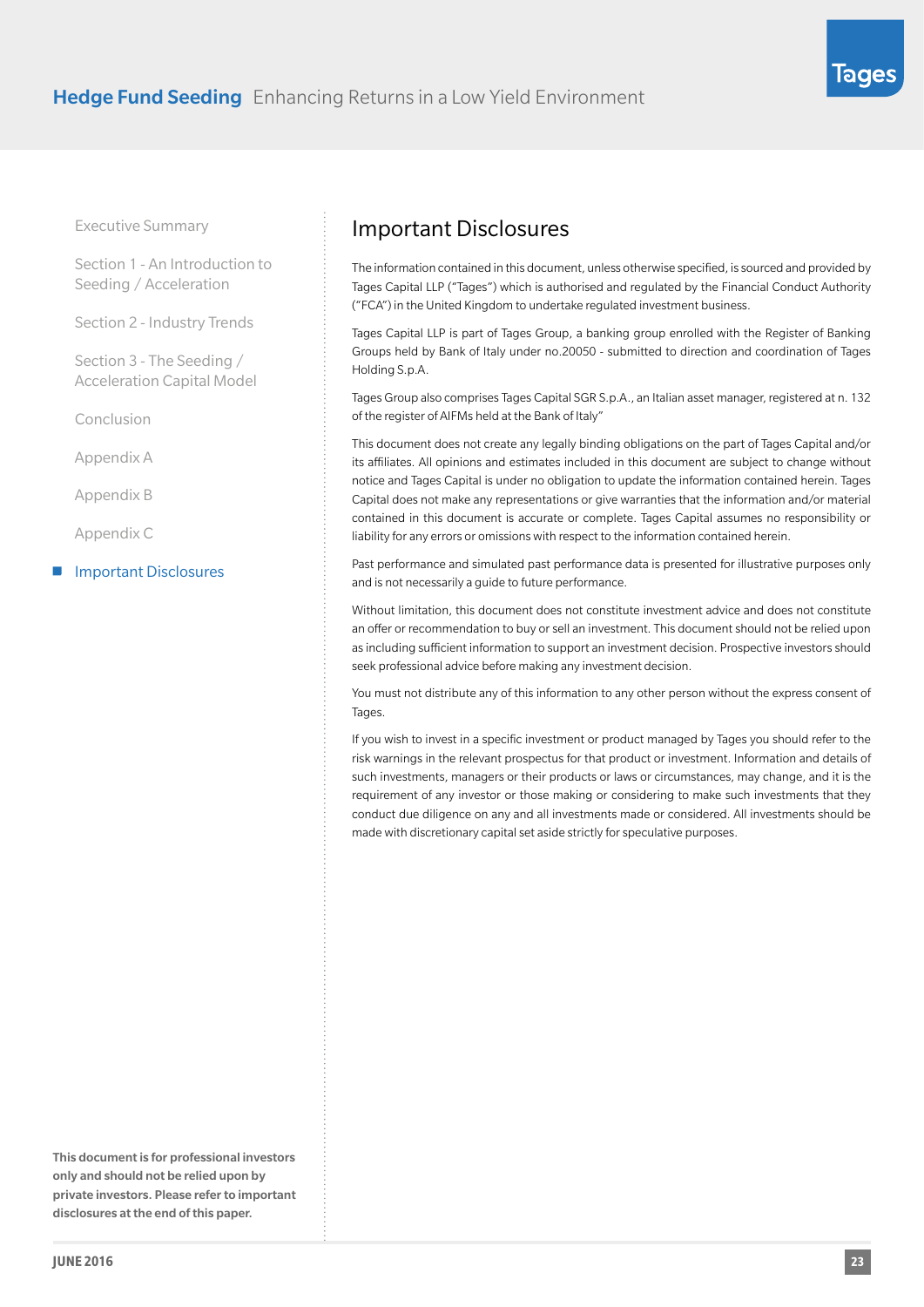# Important Disclosures

The information contained in this document, unless otherwise specified, is sourced and provided by Tages Capital LLP ("Tages") which is authorised and regulated by the Financial Conduct Authority ("FCA") in the United Kingdom to undertake regulated investment business.

Tages Capital LLP is part of Tages Group, a banking group enrolled with the Register of Banking Groups held by Bank of Italy under no.20050 - submitted to direction and coordination of Tages Holding S.p.A.

Tages Group also comprises Tages Capital SGR S.p.A., an Italian asset manager, registered at n. 132 of the register of AIFMs held at the Bank of Italy"

This document does not create any legally binding obligations on the part of Tages Capital and/or its affiliates. All opinions and estimates included in this document are subject to change without notice and Tages Capital is under no obligation to update the information contained herein. Tages Capital does not make any representations or give warranties that the information and/or material contained in this document is accurate or complete. Tages Capital assumes no responsibility or liability for any errors or omissions with respect to the information contained herein.

Past performance and simulated past performance data is presented for illustrative purposes only and is not necessarily a guide to future performance.

Without limitation, this document does not constitute investment advice and does not constitute an offer or recommendation to buy or sell an investment. This document should not be relied upon as including sufficient information to support an investment decision. Prospective investors should seek professional advice before making any investment decision.

You must not distribute any of this information to any other person without the express consent of Tages.

If you wish to invest in a specific investment or product managed by Tages you should refer to the risk warnings in the relevant prospectus for that product or investment. Information and details of such investments, managers or their products or laws or circumstances, may change, and it is the requirement of any investor or those making or considering to make such investments that they conduct due diligence on any and all investments made or considered. All investments should be made with discretionary capital set aside strictly for speculative purposes.

**This document is for professional investors only and should not be relied upon by private investors. Please refer to important disclosures at the end of this paper.**